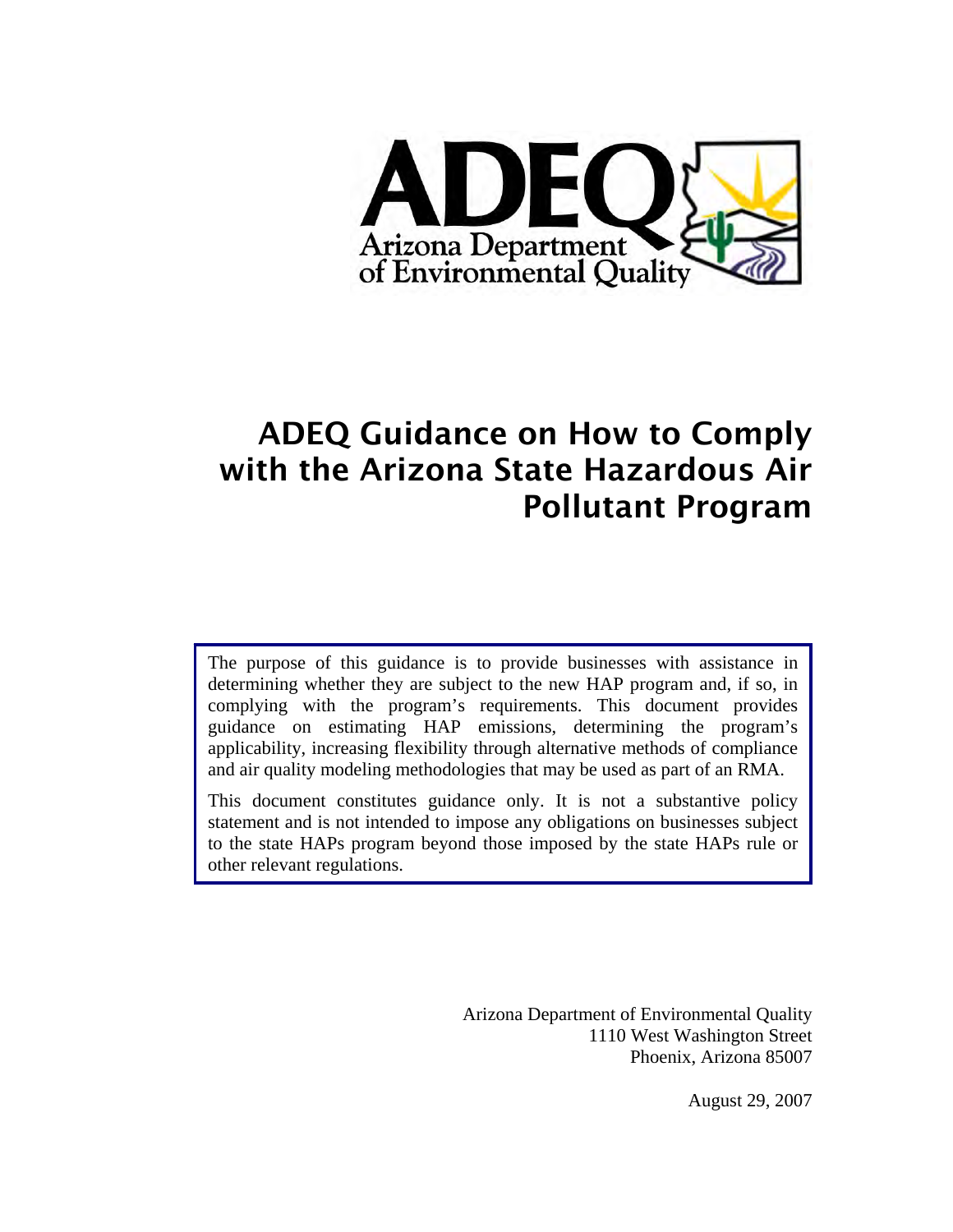ADEQ

Arizona Department of Environmental Quality

# ADEQ Guidance on How to Comply with the Arizona State Hazardous Air Pollutant Program

The purpose of this guidance is to provide businesses with assistance in determining whether they are subject to the new HAP program and, if so, in complying with the program's requirements. This document provides guidance on estimating HAP emissions, determining the program's applicability, increasing flexibility through alternative methods of compliance and air quality modeling methodologies that may be used as part of an RMA.

This document constitutes guidance only. It is not a substantive policy statement and is not intended to impose any obligations on businesses subject to the state HAPs program beyond those imposed by the state HAPs rule or other relevant regulations.

Arizona Department of Environmental Quality
1110 West Washington Street
Phoenix, Arizona 85007

August 29, 2007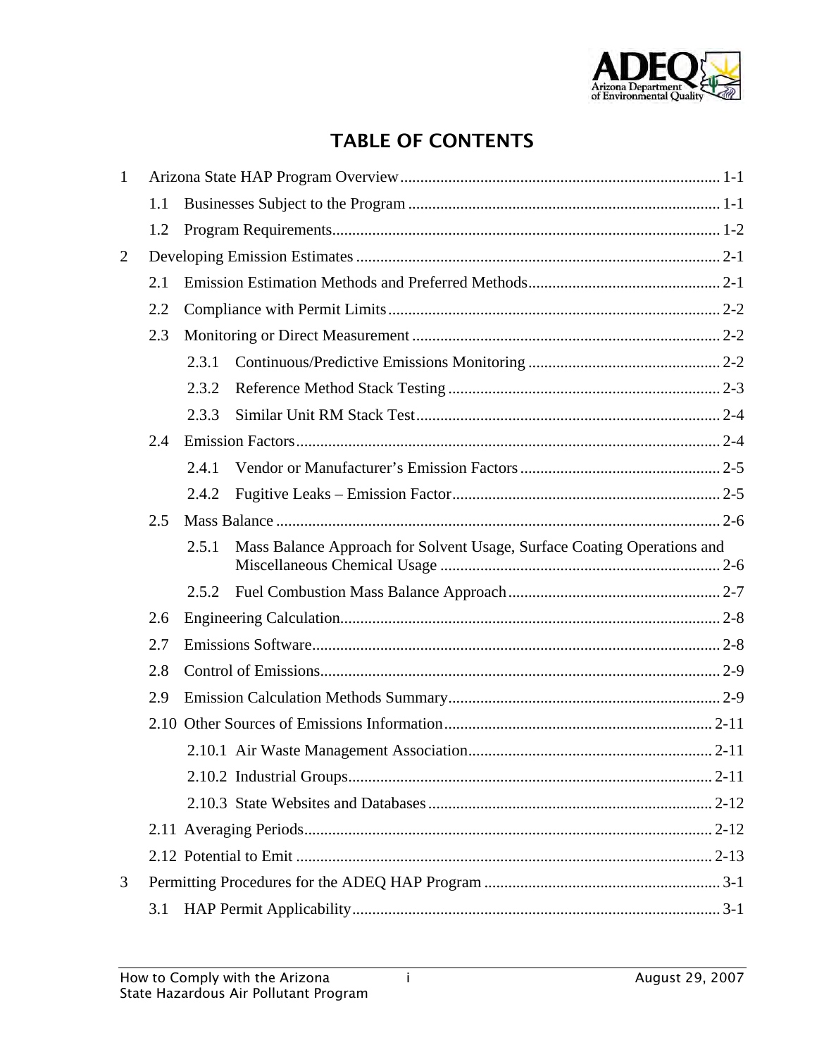# TABLE OF CONTENTS

- 1 Arizona State HAP Program Overview ........ 1-1
  - 1.1 Businesses Subject to the Program ........ 1-1
  - 1.2 Program Requirements ........ 1-2
- 2 Developing Emission Estimates ........ 2-1
  - 2.1 Emission Estimation Methods and Preferred Methods ........ 2-1
  - 2.2 Compliance with Permit Limits ........ 2-2
  - 2.3 Monitoring or Direct Measurement ........ 2-2
    - 2.3.1 Continuous/Predictive Emissions Monitoring ........ 2-2
    - 2.3.2 Reference Method Stack Testing ........ 2-3
    - 2.3.3 Similar Unit RM Stack Test ........ 2-4
  - 2.4 Emission Factors ........ 2-4
    - 2.4.1 Vendor or Manufacturer's Emission Factors ........ 2-5
    - 2.4.2 Fugitive Leaks – Emission Factor ........ 2-5
  - 2.5 Mass Balance ........ 2-6
    - 2.5.1 Mass Balance Approach for Solvent Usage, Surface Coating Operations and Miscellaneous Chemical Usage ........ 2-6
    - 2.5.2 Fuel Combustion Mass Balance Approach ........ 2-7
  - 2.6 Engineering Calculation ........ 2-8
  - 2.7 Emissions Software ........ 2-8
  - 2.8 Control of Emissions ........ 2-9
  - 2.9 Emission Calculation Methods Summary ........ 2-9
  - 2.10 Other Sources of Emissions Information ........ 2-11
    - 2.10.1 Air Waste Management Association ........ 2-11
    - 2.10.2 Industrial Groups ........ 2-11
    - 2.10.3 State Websites and Databases ........ 2-12
  - 2.11 Averaging Periods ........ 2-12
  - 2.12 Potential to Emit ........ 2-13
- 3 Permitting Procedures for the ADEQ HAP Program ........ 3-1
  - 3.1 HAP Permit Applicability ........ 3-1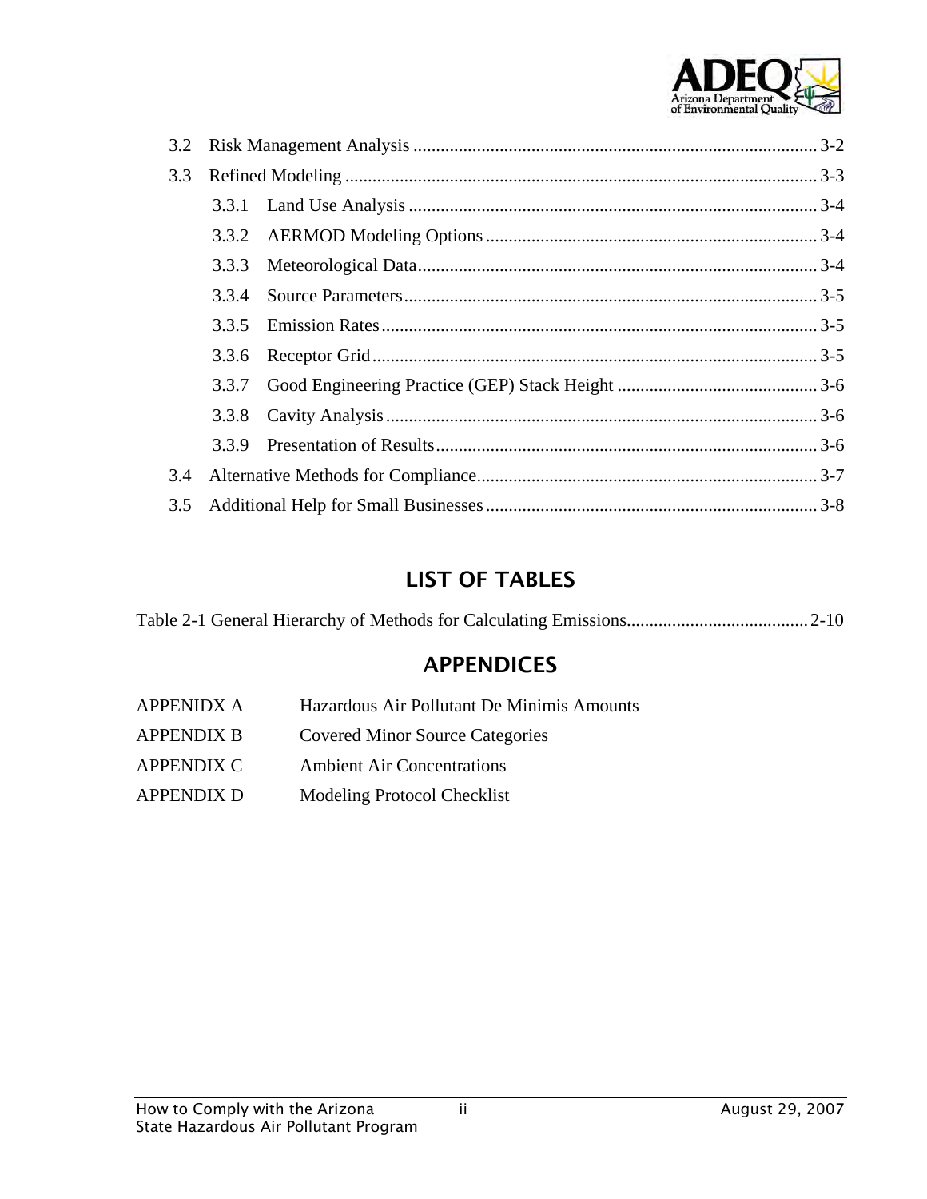3.2 Risk Management Analysis ........................................................................................ 3-2

3.3 Refined Modeling ....................................................................................................... 3-3

3.3.1 Land Use Analysis ......................................................................................... 3-4

3.3.2 AERMOD Modeling Options ........................................................................ 3-4

3.3.3 Meteorological Data....................................................................................... 3-4

3.3.4 Source Parameters .......................................................................................... 3-5

3.3.5 Emission Rates ............................................................................................... 3-5

3.3.6 Receptor Grid ................................................................................................. 3-5

3.3.7 Good Engineering Practice (GEP) Stack Height ........................................... 3-6

3.3.8 Cavity Analysis .............................................................................................. 3-6

3.3.9 Presentation of Results................................................................................... 3-6

3.4 Alternative Methods for Compliance.......................................................................... 3-7

3.5 Additional Help for Small Businesses ........................................................................ 3-8

## LIST OF TABLES

Table 2-1 General Hierarchy of Methods for Calculating Emissions....................................... 2-10

## APPENDICES

APPENIDX A Hazardous Air Pollutant De Minimis Amounts

APPENDIX B Covered Minor Source Categories

APPENDIX C Ambient Air Concentrations

APPENDIX D Modeling Protocol Checklist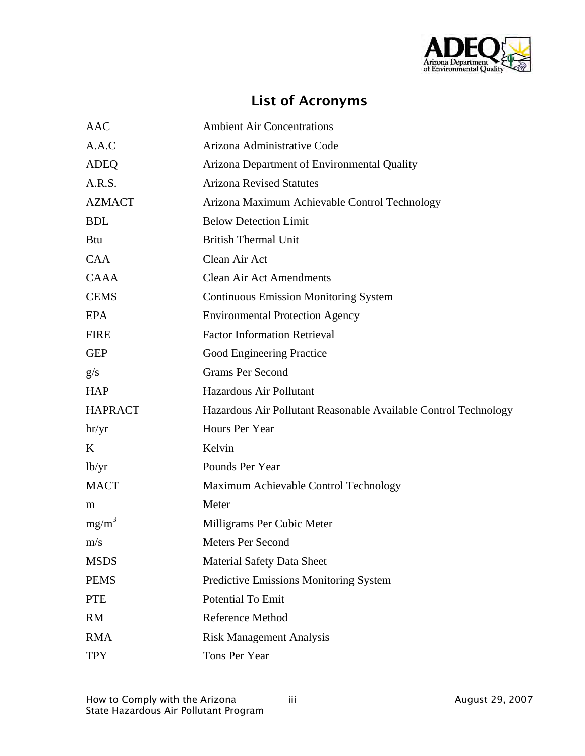# List of Acronyms

| | |
|---|---|
| AAC | Ambient Air Concentrations |
| A.A.C | Arizona Administrative Code |
| ADEQ | Arizona Department of Environmental Quality |
| A.R.S. | Arizona Revised Statutes |
| AZMACT | Arizona Maximum Achievable Control Technology |
| BDL | Below Detection Limit |
| Btu | British Thermal Unit |
| CAA | Clean Air Act |
| CAAA | Clean Air Act Amendments |
| CEMS | Continuous Emission Monitoring System |
| EPA | Environmental Protection Agency |
| FIRE | Factor Information Retrieval |
| GEP | Good Engineering Practice |
| g/s | Grams Per Second |
| HAP | Hazardous Air Pollutant |
| HAPRACT | Hazardous Air Pollutant Reasonable Available Control Technology |
| hr/yr | Hours Per Year |
| K | Kelvin |
| lb/yr | Pounds Per Year |
| MACT | Maximum Achievable Control Technology |
| m | Meter |
| $mg/m^3$ | Milligrams Per Cubic Meter |
| m/s | Meters Per Second |
| MSDS | Material Safety Data Sheet |
| PEMS | Predictive Emissions Monitoring System |
| PTE | Potential To Emit |
| RM | Reference Method |
| RMA | Risk Management Analysis |
| TPY | Tons Per Year |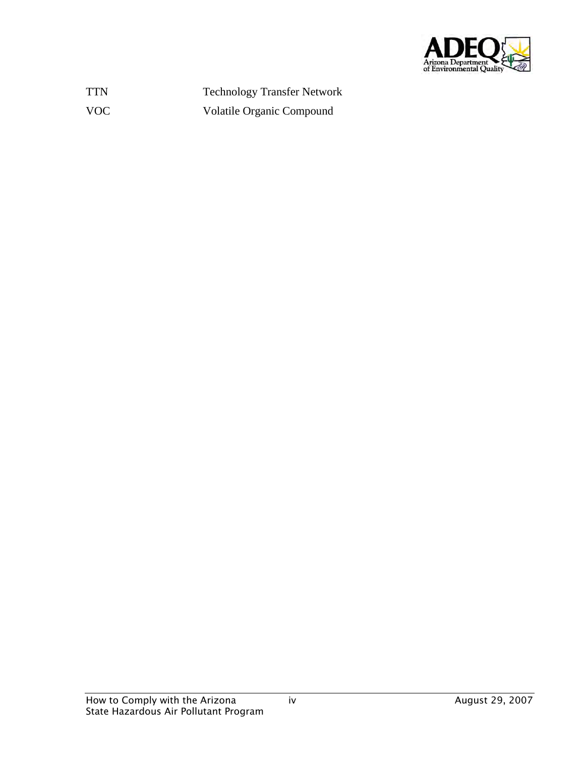| | |
|---|---|
| TTN | Technology Transfer Network |
| VOC | Volatile Organic Compound |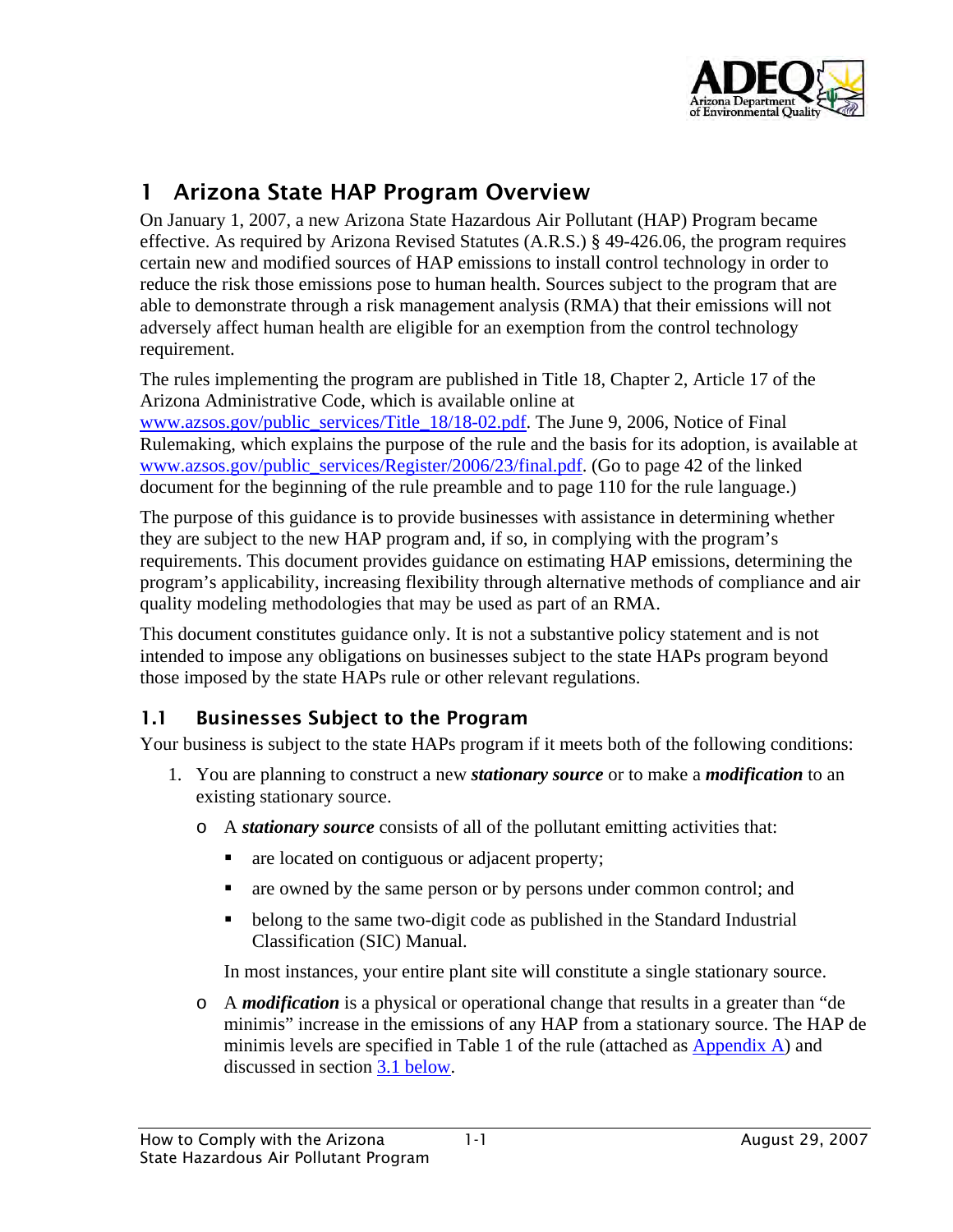# 1 Arizona State HAP Program Overview

On January 1, 2007, a new Arizona State Hazardous Air Pollutant (HAP) Program became effective. As required by Arizona Revised Statutes (A.R.S.) § 49-426.06, the program requires certain new and modified sources of HAP emissions to install control technology in order to reduce the risk those emissions pose to human health. Sources subject to the program that are able to demonstrate through a risk management analysis (RMA) that their emissions will not adversely affect human health are eligible for an exemption from the control technology requirement.

The rules implementing the program are published in Title 18, Chapter 2, Article 17 of the Arizona Administrative Code, which is available online at www.azsos.gov/public_services/Title_18/18-02.pdf. The June 9, 2006, Notice of Final Rulemaking, which explains the purpose of the rule and the basis for its adoption, is available at www.azsos.gov/public_services/Register/2006/23/final.pdf. (Go to page 42 of the linked document for the beginning of the rule preamble and to page 110 for the rule language.)

The purpose of this guidance is to provide businesses with assistance in determining whether they are subject to the new HAP program and, if so, in complying with the program's requirements. This document provides guidance on estimating HAP emissions, determining the program's applicability, increasing flexibility through alternative methods of compliance and air quality modeling methodologies that may be used as part of an RMA.

This document constitutes guidance only. It is not a substantive policy statement and is not intended to impose any obligations on businesses subject to the state HAPs program beyond those imposed by the state HAPs rule or other relevant regulations.

## 1.1 Businesses Subject to the Program

Your business is subject to the state HAPs program if it meets both of the following conditions:

1. You are planning to construct a new ***stationary source*** or to make a ***modification*** to an existing stationary source.
   - A ***stationary source*** consists of all of the pollutant emitting activities that:
     - are located on contiguous or adjacent property;
     - are owned by the same person or by persons under common control; and
     - belong to the same two-digit code as published in the Standard Industrial Classification (SIC) Manual.

     In most instances, your entire plant site will constitute a single stationary source.
   - A ***modification*** is a physical or operational change that results in a greater than "de minimis" increase in the emissions of any HAP from a stationary source. The HAP de minimis levels are specified in Table 1 of the rule (attached as Appendix A) and discussed in section 3.1 below.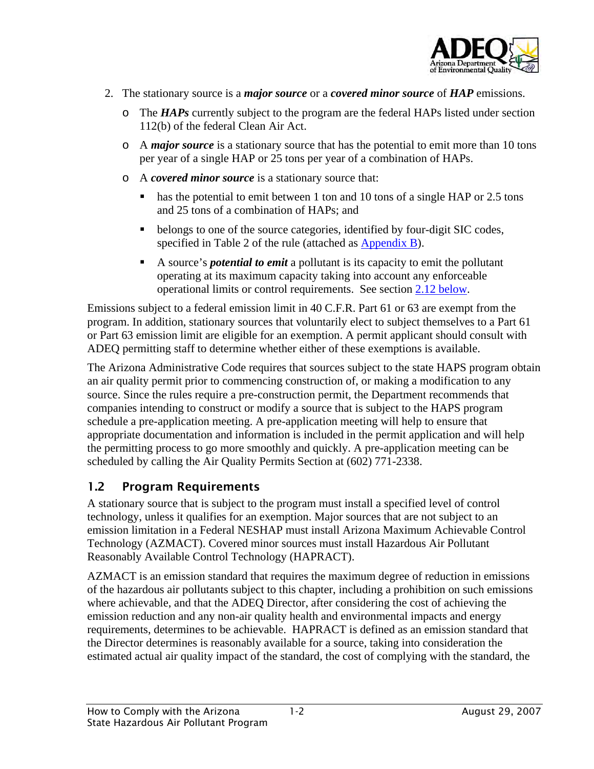2. The stationary source is a ***major source*** or a ***covered minor source*** of ***HAP*** emissions.

   - The ***HAPs*** currently subject to the program are the federal HAPs listed under section 112(b) of the federal Clean Air Act.
   - A ***major source*** is a stationary source that has the potential to emit more than 10 tons per year of a single HAP or 25 tons per year of a combination of HAPs.
   - A ***covered minor source*** is a stationary source that:
     - has the potential to emit between 1 ton and 10 tons of a single HAP or 2.5 tons and 25 tons of a combination of HAPs; and
     - belongs to one of the source categories, identified by four-digit SIC codes, specified in Table 2 of the rule (attached as Appendix B).
     - A source's ***potential to emit*** a pollutant is its capacity to emit the pollutant operating at its maximum capacity taking into account any enforceable operational limits or control requirements. See section 2.12 below.

Emissions subject to a federal emission limit in 40 C.F.R. Part 61 or 63 are exempt from the program. In addition, stationary sources that voluntarily elect to subject themselves to a Part 61 or Part 63 emission limit are eligible for an exemption. A permit applicant should consult with ADEQ permitting staff to determine whether either of these exemptions is available.

The Arizona Administrative Code requires that sources subject to the state HAPS program obtain an air quality permit prior to commencing construction of, or making a modification to any source. Since the rules require a pre-construction permit, the Department recommends that companies intending to construct or modify a source that is subject to the HAPS program schedule a pre-application meeting. A pre-application meeting will help to ensure that appropriate documentation and information is included in the permit application and will help the permitting process to go more smoothly and quickly. A pre-application meeting can be scheduled by calling the Air Quality Permits Section at (602) 771-2338.

## 1.2 Program Requirements

A stationary source that is subject to the program must install a specified level of control technology, unless it qualifies for an exemption. Major sources that are not subject to an emission limitation in a Federal NESHAP must install Arizona Maximum Achievable Control Technology (AZMACT). Covered minor sources must install Hazardous Air Pollutant Reasonably Available Control Technology (HAPRACT).

AZMACT is an emission standard that requires the maximum degree of reduction in emissions of the hazardous air pollutants subject to this chapter, including a prohibition on such emissions where achievable, and that the ADEQ Director, after considering the cost of achieving the emission reduction and any non-air quality health and environmental impacts and energy requirements, determines to be achievable. HAPRACT is defined as an emission standard that the Director determines is reasonably available for a source, taking into consideration the estimated actual air quality impact of the standard, the cost of complying with the standard, the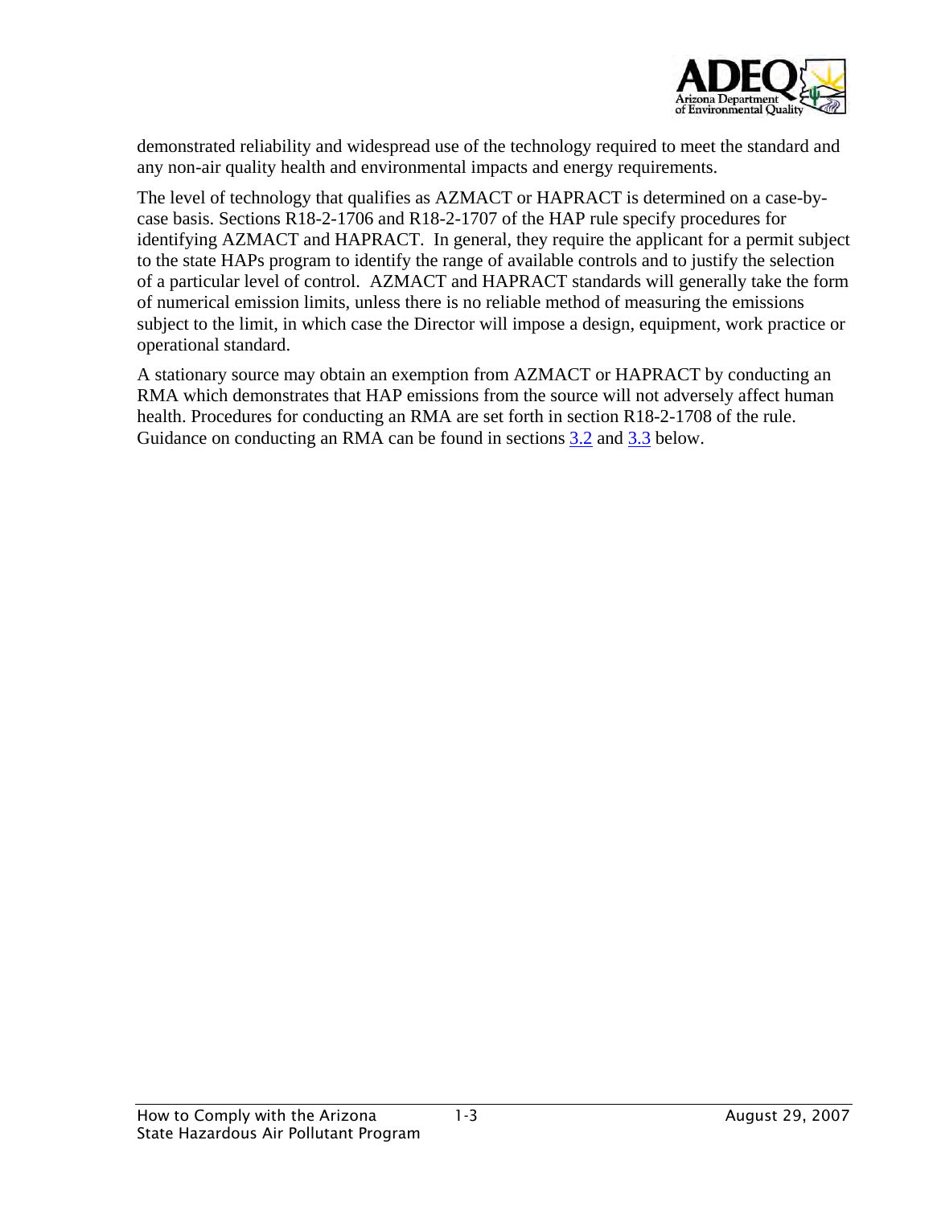demonstrated reliability and widespread use of the technology required to meet the standard and any non-air quality health and environmental impacts and energy requirements.

The level of technology that qualifies as AZMACT or HAPRACT is determined on a case-by-case basis. Sections R18-2-1706 and R18-2-1707 of the HAP rule specify procedures for identifying AZMACT and HAPRACT. In general, they require the applicant for a permit subject to the state HAPs program to identify the range of available controls and to justify the selection of a particular level of control. AZMACT and HAPRACT standards will generally take the form of numerical emission limits, unless there is no reliable method of measuring the emissions subject to the limit, in which case the Director will impose a design, equipment, work practice or operational standard.

A stationary source may obtain an exemption from AZMACT or HAPRACT by conducting an RMA which demonstrates that HAP emissions from the source will not adversely affect human health. Procedures for conducting an RMA are set forth in section R18-2-1708 of the rule. Guidance on conducting an RMA can be found in sections 3.2 and 3.3 below.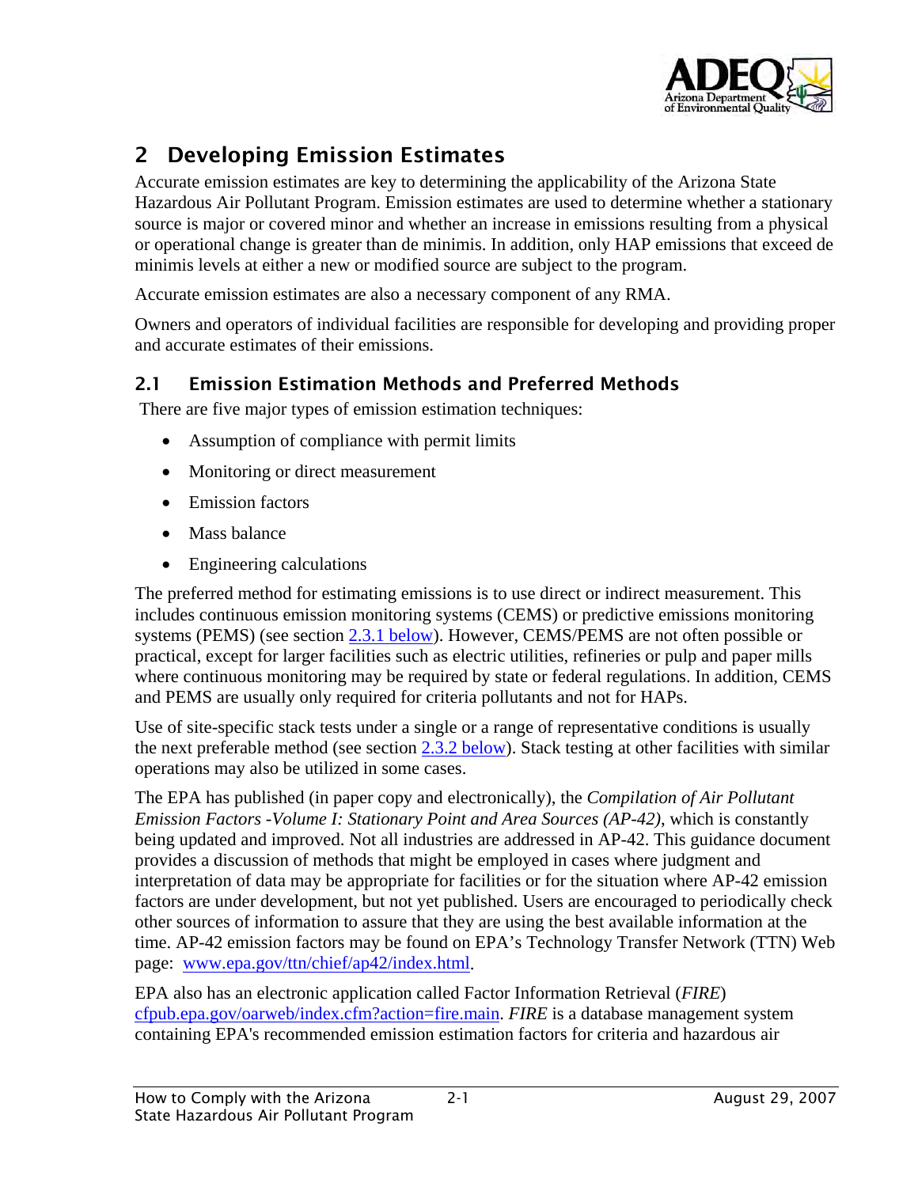# 2 Developing Emission Estimates

Accurate emission estimates are key to determining the applicability of the Arizona State Hazardous Air Pollutant Program. Emission estimates are used to determine whether a stationary source is major or covered minor and whether an increase in emissions resulting from a physical or operational change is greater than de minimis. In addition, only HAP emissions that exceed de minimis levels at either a new or modified source are subject to the program.

Accurate emission estimates are also a necessary component of any RMA.

Owners and operators of individual facilities are responsible for developing and providing proper and accurate estimates of their emissions.

## 2.1 Emission Estimation Methods and Preferred Methods

There are five major types of emission estimation techniques:

- Assumption of compliance with permit limits
- Monitoring or direct measurement
- Emission factors
- Mass balance
- Engineering calculations

The preferred method for estimating emissions is to use direct or indirect measurement. This includes continuous emission monitoring systems (CEMS) or predictive emissions monitoring systems (PEMS) (see section [2.3.1 below](#)). However, CEMS/PEMS are not often possible or practical, except for larger facilities such as electric utilities, refineries or pulp and paper mills where continuous monitoring may be required by state or federal regulations. In addition, CEMS and PEMS are usually only required for criteria pollutants and not for HAPs.

Use of site-specific stack tests under a single or a range of representative conditions is usually the next preferable method (see section [2.3.2 below](#)). Stack testing at other facilities with similar operations may also be utilized in some cases.

The EPA has published (in paper copy and electronically), the *Compilation of Air Pollutant Emission Factors -Volume I: Stationary Point and Area Sources (AP-42)*, which is constantly being updated and improved. Not all industries are addressed in AP-42. This guidance document provides a discussion of methods that might be employed in cases where judgment and interpretation of data may be appropriate for facilities or for the situation where AP-42 emission factors are under development, but not yet published. Users are encouraged to periodically check other sources of information to assure that they are using the best available information at the time. AP-42 emission factors may be found on EPA's Technology Transfer Network (TTN) Web page: [www.epa.gov/ttn/chief/ap42/index.html](www.epa.gov/ttn/chief/ap42/index.html).

EPA also has an electronic application called Factor Information Retrieval (*FIRE*) [cfpub.epa.gov/oarweb/index.cfm?action=fire.main](cfpub.epa.gov/oarweb/index.cfm?action=fire.main). *FIRE* is a database management system containing EPA's recommended emission estimation factors for criteria and hazardous air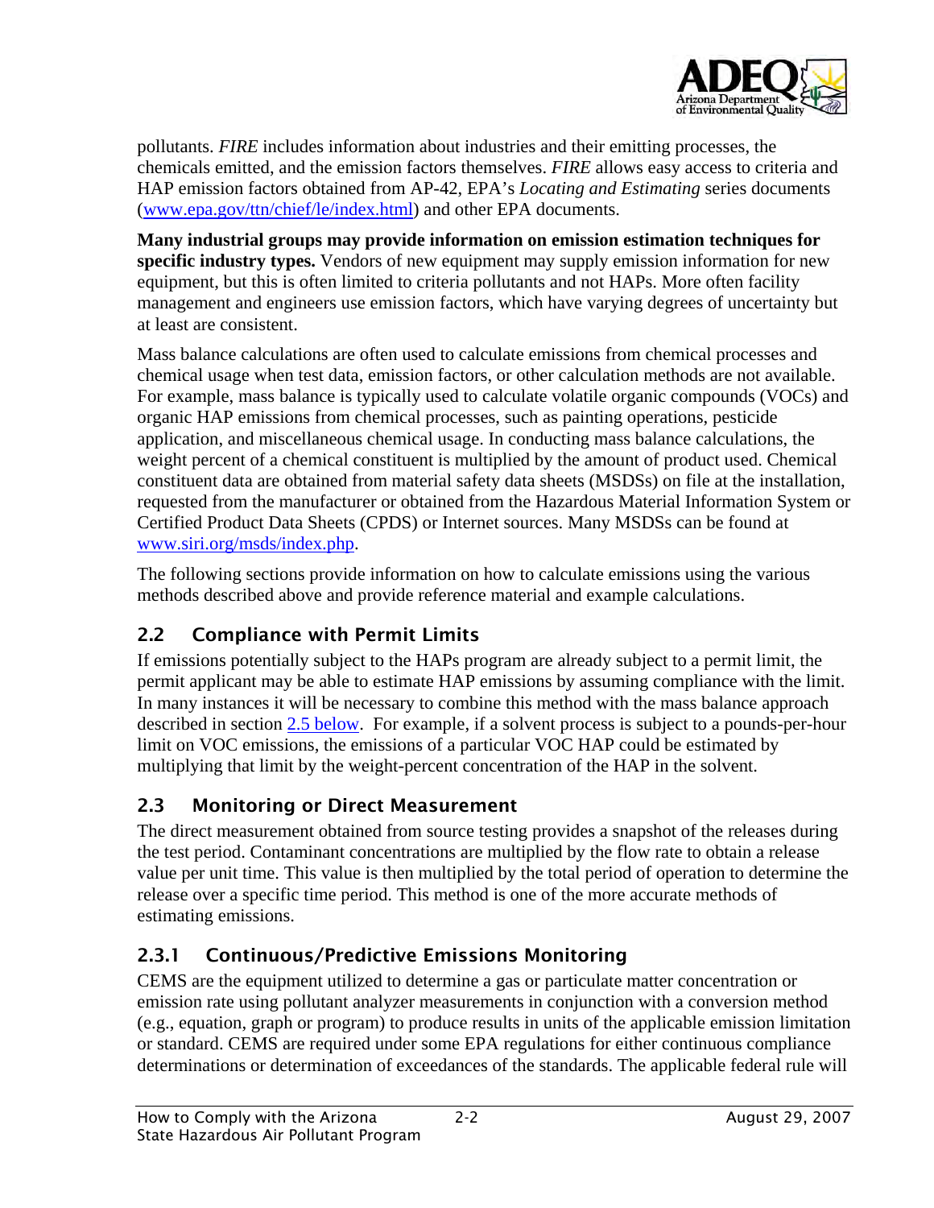pollutants. *FIRE* includes information about industries and their emitting processes, the chemicals emitted, and the emission factors themselves. *FIRE* allows easy access to criteria and HAP emission factors obtained from AP-42, EPA's *Locating and Estimating* series documents (www.epa.gov/ttn/chief/le/index.html) and other EPA documents.

**Many industrial groups may provide information on emission estimation techniques for specific industry types.** Vendors of new equipment may supply emission information for new equipment, but this is often limited to criteria pollutants and not HAPs. More often facility management and engineers use emission factors, which have varying degrees of uncertainty but at least are consistent.

Mass balance calculations are often used to calculate emissions from chemical processes and chemical usage when test data, emission factors, or other calculation methods are not available. For example, mass balance is typically used to calculate volatile organic compounds (VOCs) and organic HAP emissions from chemical processes, such as painting operations, pesticide application, and miscellaneous chemical usage. In conducting mass balance calculations, the weight percent of a chemical constituent is multiplied by the amount of product used. Chemical constituent data are obtained from material safety data sheets (MSDSs) on file at the installation, requested from the manufacturer or obtained from the Hazardous Material Information System or Certified Product Data Sheets (CPDS) or Internet sources. Many MSDSs can be found at www.siri.org/msds/index.php.

The following sections provide information on how to calculate emissions using the various methods described above and provide reference material and example calculations.

## 2.2 Compliance with Permit Limits

If emissions potentially subject to the HAPs program are already subject to a permit limit, the permit applicant may be able to estimate HAP emissions by assuming compliance with the limit. In many instances it will be necessary to combine this method with the mass balance approach described in section 2.5 below. For example, if a solvent process is subject to a pounds-per-hour limit on VOC emissions, the emissions of a particular VOC HAP could be estimated by multiplying that limit by the weight-percent concentration of the HAP in the solvent.

## 2.3 Monitoring or Direct Measurement

The direct measurement obtained from source testing provides a snapshot of the releases during the test period. Contaminant concentrations are multiplied by the flow rate to obtain a release value per unit time. This value is then multiplied by the total period of operation to determine the release over a specific time period. This method is one of the more accurate methods of estimating emissions.

### 2.3.1 Continuous/Predictive Emissions Monitoring

CEMS are the equipment utilized to determine a gas or particulate matter concentration or emission rate using pollutant analyzer measurements in conjunction with a conversion method (e.g., equation, graph or program) to produce results in units of the applicable emission limitation or standard. CEMS are required under some EPA regulations for either continuous compliance determinations or determination of exceedances of the standards. The applicable federal rule will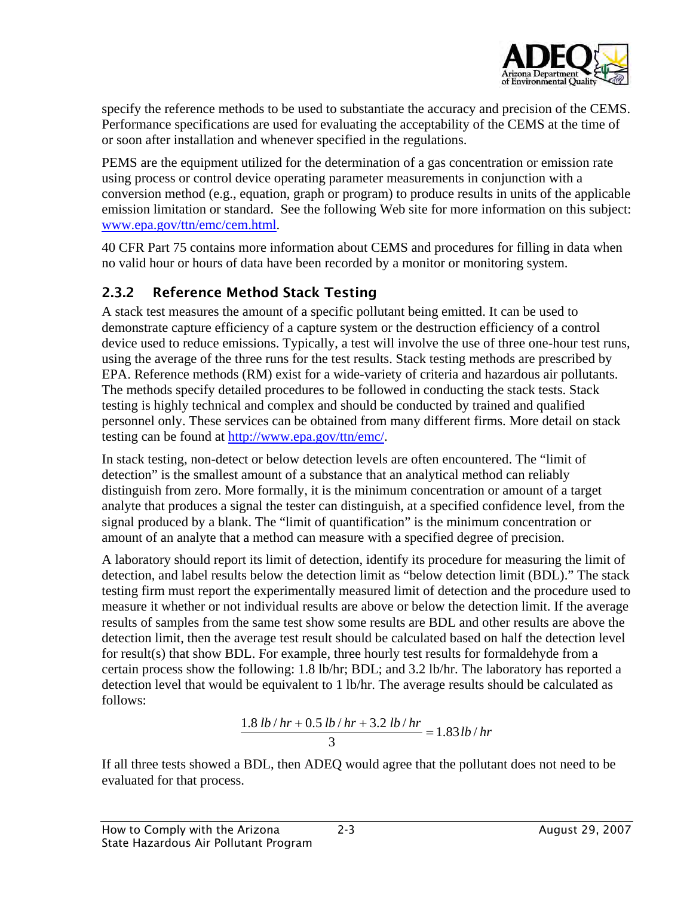specify the reference methods to be used to substantiate the accuracy and precision of the CEMS. Performance specifications are used for evaluating the acceptability of the CEMS at the time of or soon after installation and whenever specified in the regulations.

PEMS are the equipment utilized for the determination of a gas concentration or emission rate using process or control device operating parameter measurements in conjunction with a conversion method (e.g., equation, graph or program) to produce results in units of the applicable emission limitation or standard. See the following Web site for more information on this subject: [www.epa.gov/ttn/emc/cem.html](www.epa.gov/ttn/emc/cem.html).

40 CFR Part 75 contains more information about CEMS and procedures for filling in data when no valid hour or hours of data have been recorded by a monitor or monitoring system.

### 2.3.2 Reference Method Stack Testing

A stack test measures the amount of a specific pollutant being emitted. It can be used to demonstrate capture efficiency of a capture system or the destruction efficiency of a control device used to reduce emissions. Typically, a test will involve the use of three one-hour test runs, using the average of the three runs for the test results. Stack testing methods are prescribed by EPA. Reference methods (RM) exist for a wide-variety of criteria and hazardous air pollutants. The methods specify detailed procedures to be followed in conducting the stack tests. Stack testing is highly technical and complex and should be conducted by trained and qualified personnel only. These services can be obtained from many different firms. More detail on stack testing can be found at [http://www.epa.gov/ttn/emc/](http://www.epa.gov/ttn/emc/).

In stack testing, non-detect or below detection levels are often encountered. The "limit of detection" is the smallest amount of a substance that an analytical method can reliably distinguish from zero. More formally, it is the minimum concentration or amount of a target analyte that produces a signal the tester can distinguish, at a specified confidence level, from the signal produced by a blank. The "limit of quantification" is the minimum concentration or amount of an analyte that a method can measure with a specified degree of precision.

A laboratory should report its limit of detection, identify its procedure for measuring the limit of detection, and label results below the detection limit as "below detection limit (BDL)." The stack testing firm must report the experimentally measured limit of detection and the procedure used to measure it whether or not individual results are above or below the detection limit. If the average results of samples from the same test show some results are BDL and other results are above the detection limit, then the average test result should be calculated based on half the detection level for result(s) that show BDL. For example, three hourly test results for formaldehyde from a certain process show the following: 1.8 lb/hr; BDL; and 3.2 lb/hr. The laboratory has reported a detection level that would be equivalent to 1 lb/hr. The average results should be calculated as follows:

$$\frac{1.8\, lb/hr + 0.5\, lb/hr + 3.2\, lb/hr}{3} = 1.83\, lb/hr$$

If all three tests showed a BDL, then ADEQ would agree that the pollutant does not need to be evaluated for that process.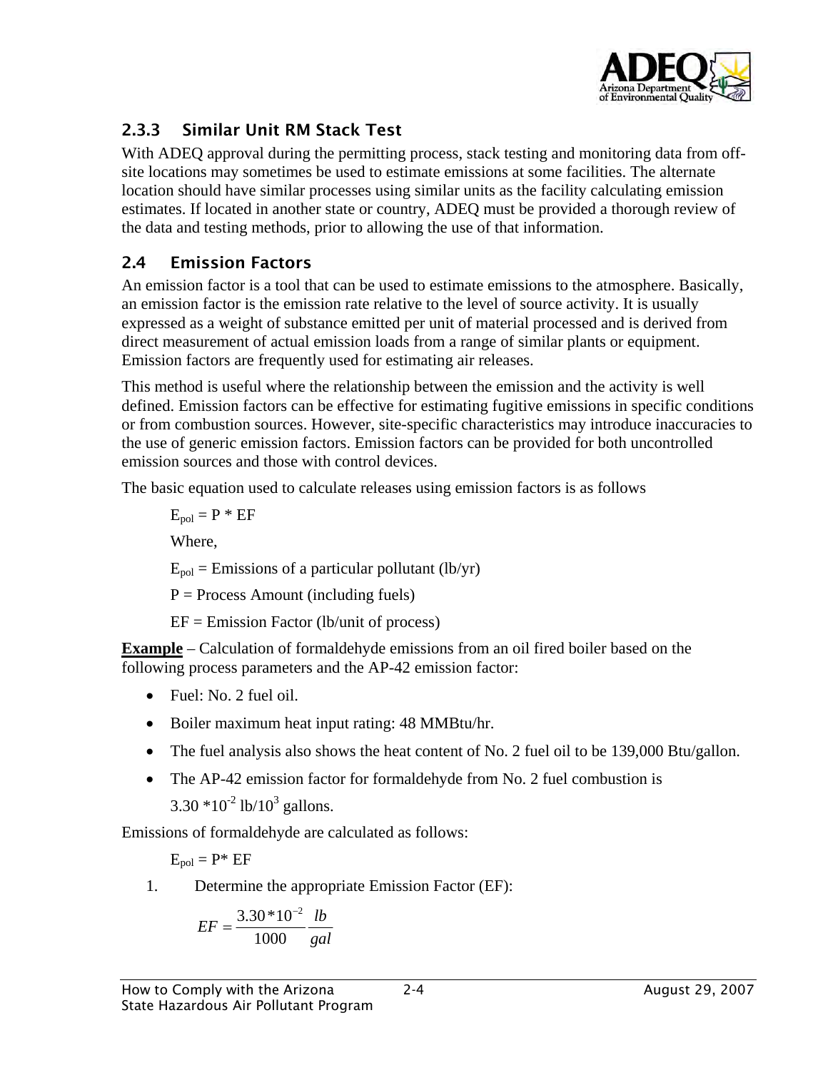### 2.3.3 Similar Unit RM Stack Test

With ADEQ approval during the permitting process, stack testing and monitoring data from off-site locations may sometimes be used to estimate emissions at some facilities. The alternate location should have similar processes using similar units as the facility calculating emission estimates. If located in another state or country, ADEQ must be provided a thorough review of the data and testing methods, prior to allowing the use of that information.

## 2.4 Emission Factors

An emission factor is a tool that can be used to estimate emissions to the atmosphere. Basically, an emission factor is the emission rate relative to the level of source activity. It is usually expressed as a weight of substance emitted per unit of material processed and is derived from direct measurement of actual emission loads from a range of similar plants or equipment. Emission factors are frequently used for estimating air releases.

This method is useful where the relationship between the emission and the activity is well defined. Emission factors can be effective for estimating fugitive emissions in specific conditions or from combustion sources. However, site-specific characteristics may introduce inaccuracies to the use of generic emission factors. Emission factors can be provided for both uncontrolled emission sources and those with control devices.

The basic equation used to calculate releases using emission factors is as follows

$E_{pol} = P * EF$

Where,

$E_{pol}$ = Emissions of a particular pollutant (lb/yr)

P = Process Amount (including fuels)

EF = Emission Factor (lb/unit of process)

**Example** – Calculation of formaldehyde emissions from an oil fired boiler based on the following process parameters and the AP-42 emission factor:

- Fuel: No. 2 fuel oil.
- Boiler maximum heat input rating: 48 MMBtu/hr.
- The fuel analysis also shows the heat content of No. 2 fuel oil to be 139,000 Btu/gallon.
- The AP-42 emission factor for formaldehyde from No. 2 fuel combustion is $3.30 * 10^{-2}$ lb/$10^3$ gallons.

Emissions of formaldehyde are calculated as follows:

$E_{pol} = P * EF$

1. Determine the appropriate Emission Factor (EF):

$$EF = \frac{3.30 * 10^{-2}}{1000} \frac{lb}{gal}$$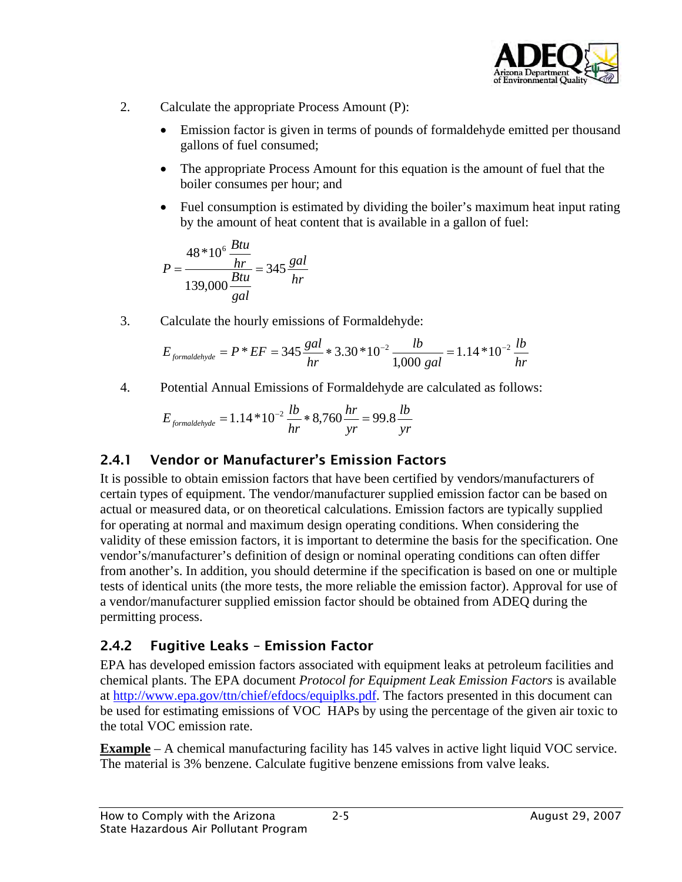2. Calculate the appropriate Process Amount (P):

   - Emission factor is given in terms of pounds of formaldehyde emitted per thousand gallons of fuel consumed;
   - The appropriate Process Amount for this equation is the amount of fuel that the boiler consumes per hour; and
   - Fuel consumption is estimated by dividing the boiler's maximum heat input rating by the amount of heat content that is available in a gallon of fuel:

$$P = \frac{48*10^{6}\,\frac{Btu}{hr}}{139{,}000\,\frac{Btu}{gal}} = 345\,\frac{gal}{hr}$$

3. Calculate the hourly emissions of Formaldehyde:

$$E_{formaldehyde} = P*EF = 345\,\frac{gal}{hr} * 3.30*10^{-2}\,\frac{lb}{1{,}000\;gal} = 1.14*10^{-2}\,\frac{lb}{hr}$$

4. Potential Annual Emissions of Formaldehyde are calculated as follows:

$$E_{formaldehyde} = 1.14*10^{-2}\,\frac{lb}{hr} * 8{,}760\,\frac{hr}{yr} = 99.8\,\frac{lb}{yr}$$

### 2.4.1 Vendor or Manufacturer's Emission Factors

It is possible to obtain emission factors that have been certified by vendors/manufacturers of certain types of equipment. The vendor/manufacturer supplied emission factor can be based on actual or measured data, or on theoretical calculations. Emission factors are typically supplied for operating at normal and maximum design operating conditions. When considering the validity of these emission factors, it is important to determine the basis for the specification. One vendor's/manufacturer's definition of design or nominal operating conditions can often differ from another's. In addition, you should determine if the specification is based on one or multiple tests of identical units (the more tests, the more reliable the emission factor). Approval for use of a vendor/manufacturer supplied emission factor should be obtained from ADEQ during the permitting process.

### 2.4.2 Fugitive Leaks – Emission Factor

EPA has developed emission factors associated with equipment leaks at petroleum facilities and chemical plants. The EPA document *Protocol for Equipment Leak Emission Factors* is available at http://www.epa.gov/ttn/chief/efdocs/equiplks.pdf. The factors presented in this document can be used for estimating emissions of VOC HAPs by using the percentage of the given air toxic to the total VOC emission rate.

**Example** – A chemical manufacturing facility has 145 valves in active light liquid VOC service. The material is 3% benzene. Calculate fugitive benzene emissions from valve leaks.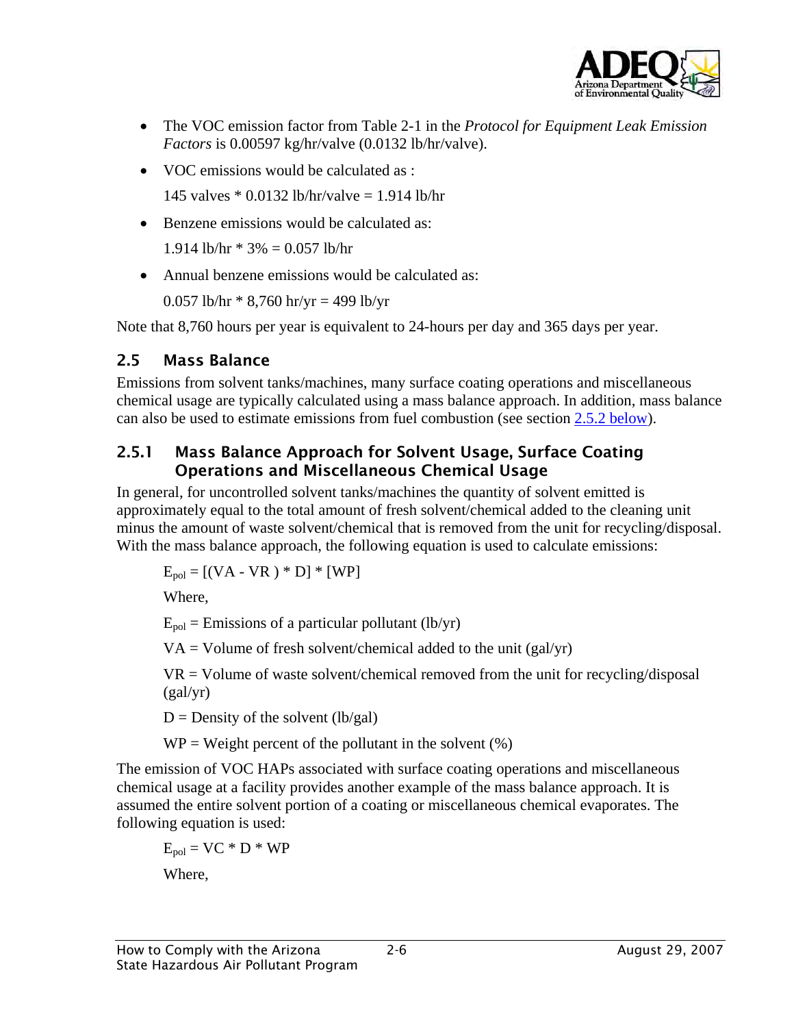- The VOC emission factor from Table 2-1 in the *Protocol for Equipment Leak Emission Factors* is 0.00597 kg/hr/valve (0.0132 lb/hr/valve).
- VOC emissions would be calculated as :

  145 valves * 0.0132 lb/hr/valve = 1.914 lb/hr
- Benzene emissions would be calculated as:

  1.914 lb/hr * 3% = 0.057 lb/hr
- Annual benzene emissions would be calculated as:

  0.057 lb/hr * 8,760 hr/yr = 499 lb/yr

Note that 8,760 hours per year is equivalent to 24-hours per day and 365 days per year.

## 2.5 Mass Balance

Emissions from solvent tanks/machines, many surface coating operations and miscellaneous chemical usage are typically calculated using a mass balance approach. In addition, mass balance can also be used to estimate emissions from fuel combustion (see section 2.5.2 below).

### 2.5.1 Mass Balance Approach for Solvent Usage, Surface Coating Operations and Miscellaneous Chemical Usage

In general, for uncontrolled solvent tanks/machines the quantity of solvent emitted is approximately equal to the total amount of fresh solvent/chemical added to the cleaning unit minus the amount of waste solvent/chemical that is removed from the unit for recycling/disposal. With the mass balance approach, the following equation is used to calculate emissions:

$$E_{pol} = [(VA - VR) * D] * [WP]$$

Where,

$E_{pol}$ = Emissions of a particular pollutant (lb/yr)

VA = Volume of fresh solvent/chemical added to the unit (gal/yr)

VR = Volume of waste solvent/chemical removed from the unit for recycling/disposal (gal/yr)

D = Density of the solvent (lb/gal)

WP = Weight percent of the pollutant in the solvent (%)

The emission of VOC HAPs associated with surface coating operations and miscellaneous chemical usage at a facility provides another example of the mass balance approach. It is assumed the entire solvent portion of a coating or miscellaneous chemical evaporates. The following equation is used:

$$E_{pol} = VC * D * WP$$

Where,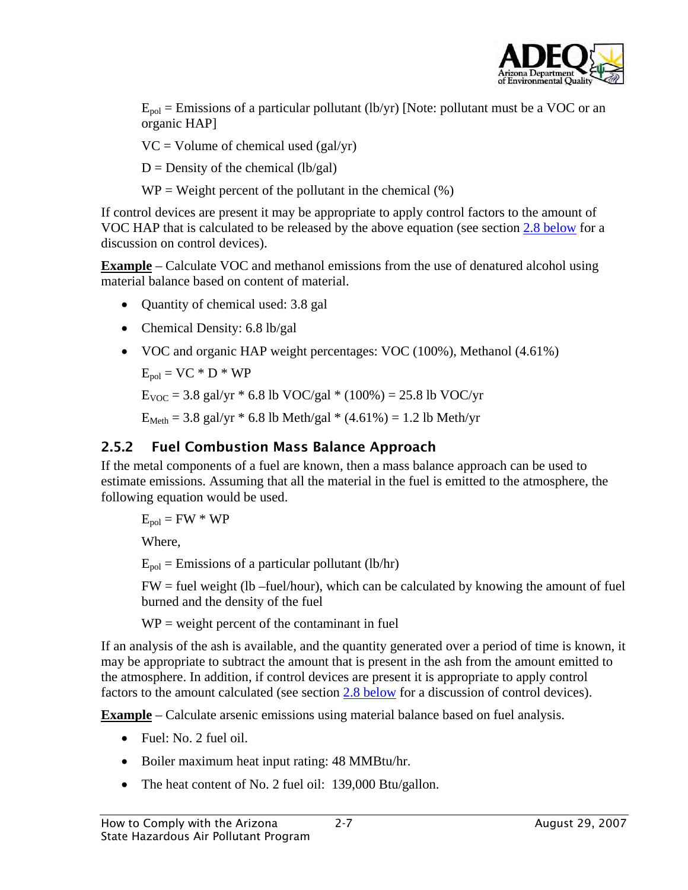$E_{pol}$ = Emissions of a particular pollutant (lb/yr) [Note: pollutant must be a VOC or an organic HAP]

VC = Volume of chemical used (gal/yr)

D = Density of the chemical (lb/gal)

WP = Weight percent of the pollutant in the chemical (%)

If control devices are present it may be appropriate to apply control factors to the amount of VOC HAP that is calculated to be released by the above equation (see section 2.8 below for a discussion on control devices).

**Example** – Calculate VOC and methanol emissions from the use of denatured alcohol using material balance based on content of material.

- Quantity of chemical used: 3.8 gal
- Chemical Density: 6.8 lb/gal
- VOC and organic HAP weight percentages: VOC (100%), Methanol (4.61%)

$E_{pol}$ = VC * D * WP

$E_{VOC}$ = 3.8 gal/yr * 6.8 lb VOC/gal * (100%) = 25.8 lb VOC/yr

$E_{Meth}$ = 3.8 gal/yr * 6.8 lb Meth/gal * (4.61%) = 1.2 lb Meth/yr

### 2.5.2 Fuel Combustion Mass Balance Approach

If the metal components of a fuel are known, then a mass balance approach can be used to estimate emissions. Assuming that all the material in the fuel is emitted to the atmosphere, the following equation would be used.

$E_{pol}$ = FW * WP

Where,

$E_{pol}$ = Emissions of a particular pollutant (lb/hr)

FW = fuel weight (lb –fuel/hour), which can be calculated by knowing the amount of fuel burned and the density of the fuel

WP = weight percent of the contaminant in fuel

If an analysis of the ash is available, and the quantity generated over a period of time is known, it may be appropriate to subtract the amount that is present in the ash from the amount emitted to the atmosphere. In addition, if control devices are present it is appropriate to apply control factors to the amount calculated (see section 2.8 below for a discussion of control devices).

**Example** – Calculate arsenic emissions using material balance based on fuel analysis.

- Fuel: No. 2 fuel oil.
- Boiler maximum heat input rating: 48 MMBtu/hr.
- The heat content of No. 2 fuel oil: 139,000 Btu/gallon.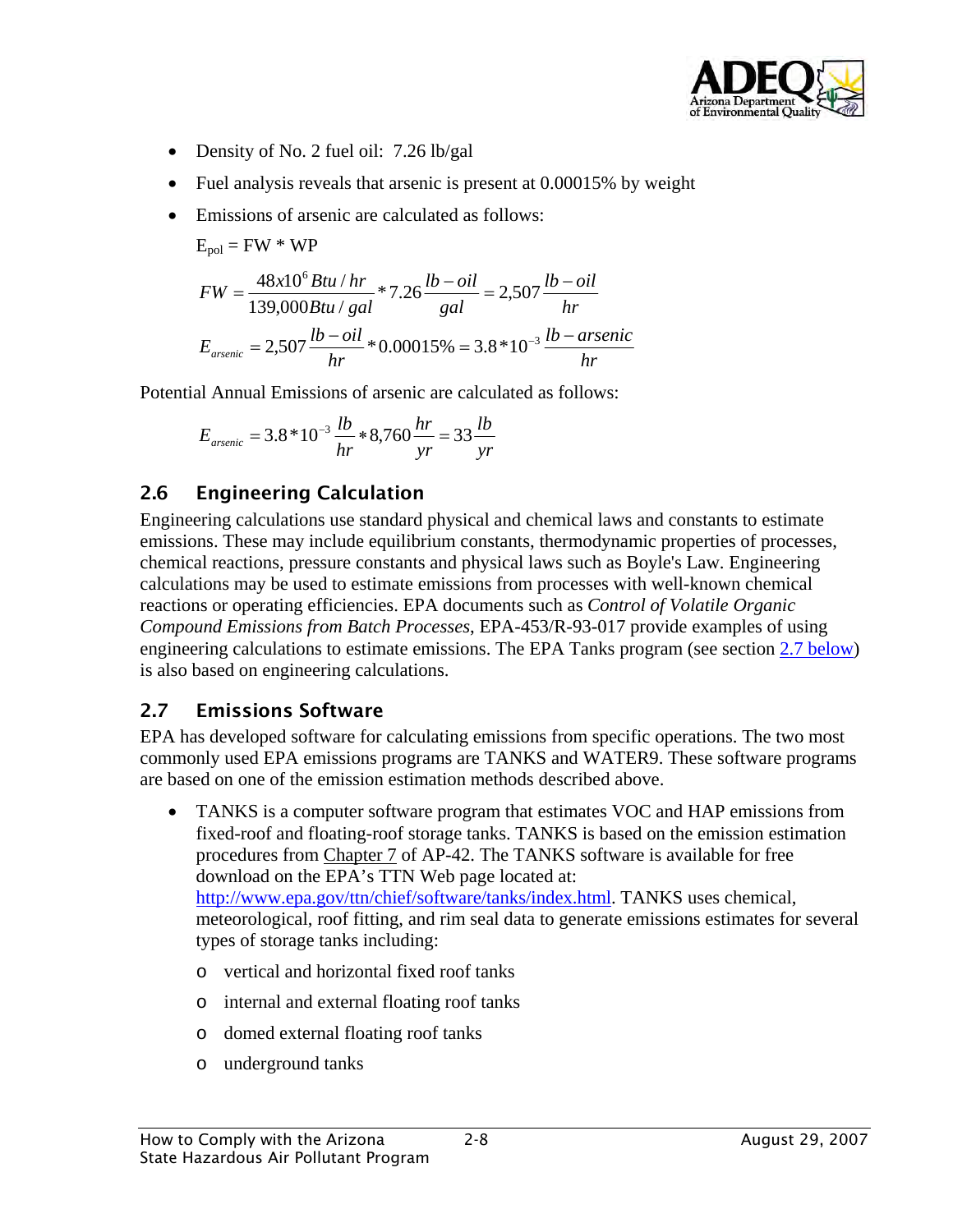- Density of No. 2 fuel oil: 7.26 lb/gal
- Fuel analysis reveals that arsenic is present at 0.00015% by weight
- Emissions of arsenic are calculated as follows:

  $E_{pol}$ = FW * WP

$$FW = \frac{48x10^6\,Btu/hr}{139{,}000\,Btu/gal} * 7.26\frac{lb-oil}{gal} = 2{,}507\frac{lb-oil}{hr}$$

$$E_{arsenic} = 2{,}507\frac{lb-oil}{hr} * 0.00015\% = 3.8*10^{-3}\frac{lb-arsenic}{hr}$$

Potential Annual Emissions of arsenic are calculated as follows:

$$E_{arsenic} = 3.8*10^{-3}\frac{lb}{hr} * 8{,}760\frac{hr}{yr} = 33\frac{lb}{yr}$$

## 2.6 Engineering Calculation

Engineering calculations use standard physical and chemical laws and constants to estimate emissions. These may include equilibrium constants, thermodynamic properties of processes, chemical reactions, pressure constants and physical laws such as Boyle's Law. Engineering calculations may be used to estimate emissions from processes with well-known chemical reactions or operating efficiencies. EPA documents such as *Control of Volatile Organic Compound Emissions from Batch Processes*, EPA-453/R-93-017 provide examples of using engineering calculations to estimate emissions. The EPA Tanks program (see section 2.7 below) is also based on engineering calculations.

## 2.7 Emissions Software

EPA has developed software for calculating emissions from specific operations. The two most commonly used EPA emissions programs are TANKS and WATER9. These software programs are based on one of the emission estimation methods described above.

- TANKS is a computer software program that estimates VOC and HAP emissions from fixed-roof and floating-roof storage tanks. TANKS is based on the emission estimation procedures from Chapter 7 of AP-42. The TANKS software is available for free download on the EPA's TTN Web page located at: http://www.epa.gov/ttn/chief/software/tanks/index.html. TANKS uses chemical, meteorological, roof fitting, and rim seal data to generate emissions estimates for several types of storage tanks including:
  - vertical and horizontal fixed roof tanks
  - internal and external floating roof tanks
  - domed external floating roof tanks
  - underground tanks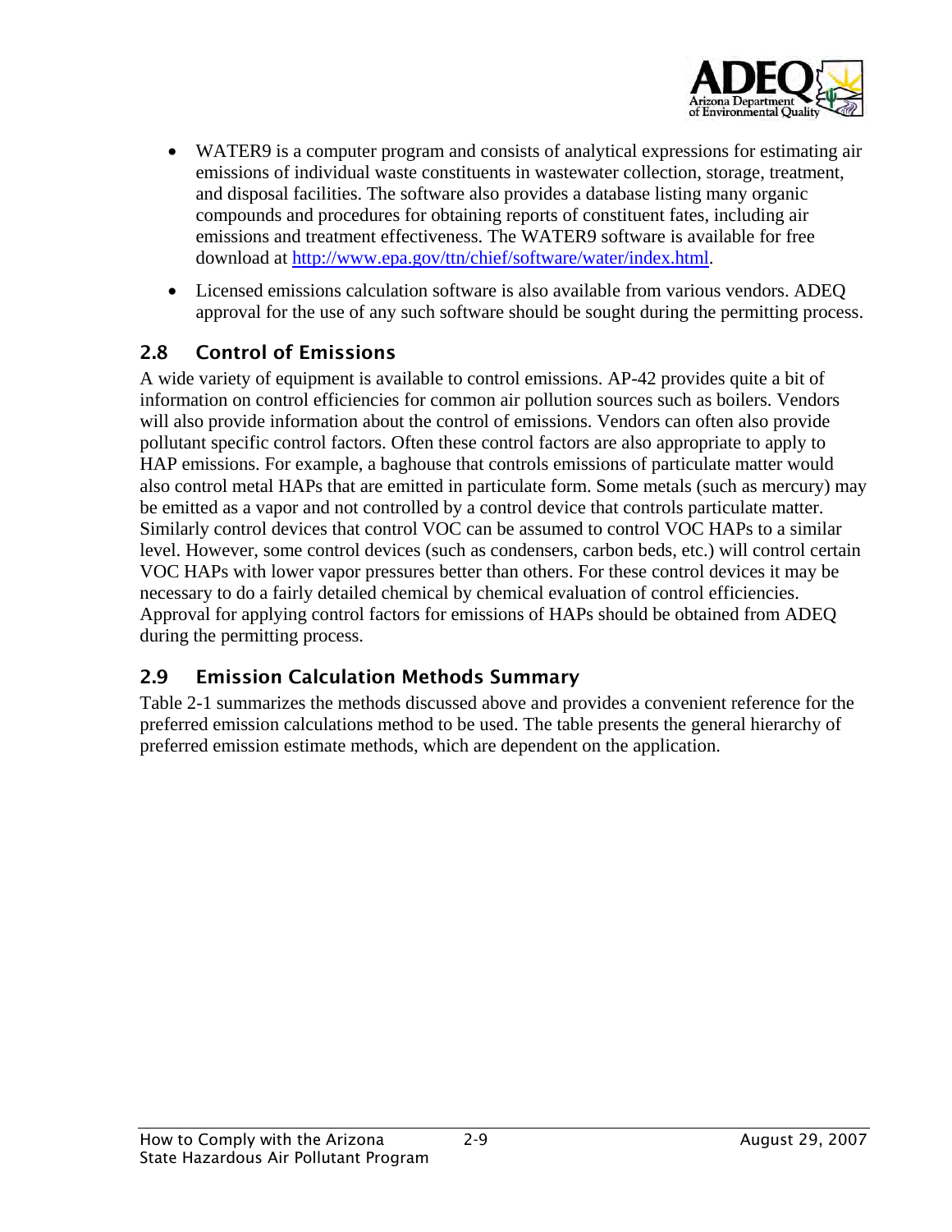- WATER9 is a computer program and consists of analytical expressions for estimating air emissions of individual waste constituents in wastewater collection, storage, treatment, and disposal facilities. The software also provides a database listing many organic compounds and procedures for obtaining reports of constituent fates, including air emissions and treatment effectiveness. The WATER9 software is available for free download at http://www.epa.gov/ttn/chief/software/water/index.html.
- Licensed emissions calculation software is also available from various vendors. ADEQ approval for the use of any such software should be sought during the permitting process.

## 2.8 Control of Emissions

A wide variety of equipment is available to control emissions. AP-42 provides quite a bit of information on control efficiencies for common air pollution sources such as boilers. Vendors will also provide information about the control of emissions. Vendors can often also provide pollutant specific control factors. Often these control factors are also appropriate to apply to HAP emissions. For example, a baghouse that controls emissions of particulate matter would also control metal HAPs that are emitted in particulate form. Some metals (such as mercury) may be emitted as a vapor and not controlled by a control device that controls particulate matter. Similarly control devices that control VOC can be assumed to control VOC HAPs to a similar level. However, some control devices (such as condensers, carbon beds, etc.) will control certain VOC HAPs with lower vapor pressures better than others. For these control devices it may be necessary to do a fairly detailed chemical by chemical evaluation of control efficiencies. Approval for applying control factors for emissions of HAPs should be obtained from ADEQ during the permitting process.

## 2.9 Emission Calculation Methods Summary

Table 2-1 summarizes the methods discussed above and provides a convenient reference for the preferred emission calculations method to be used. The table presents the general hierarchy of preferred emission estimate methods, which are dependent on the application.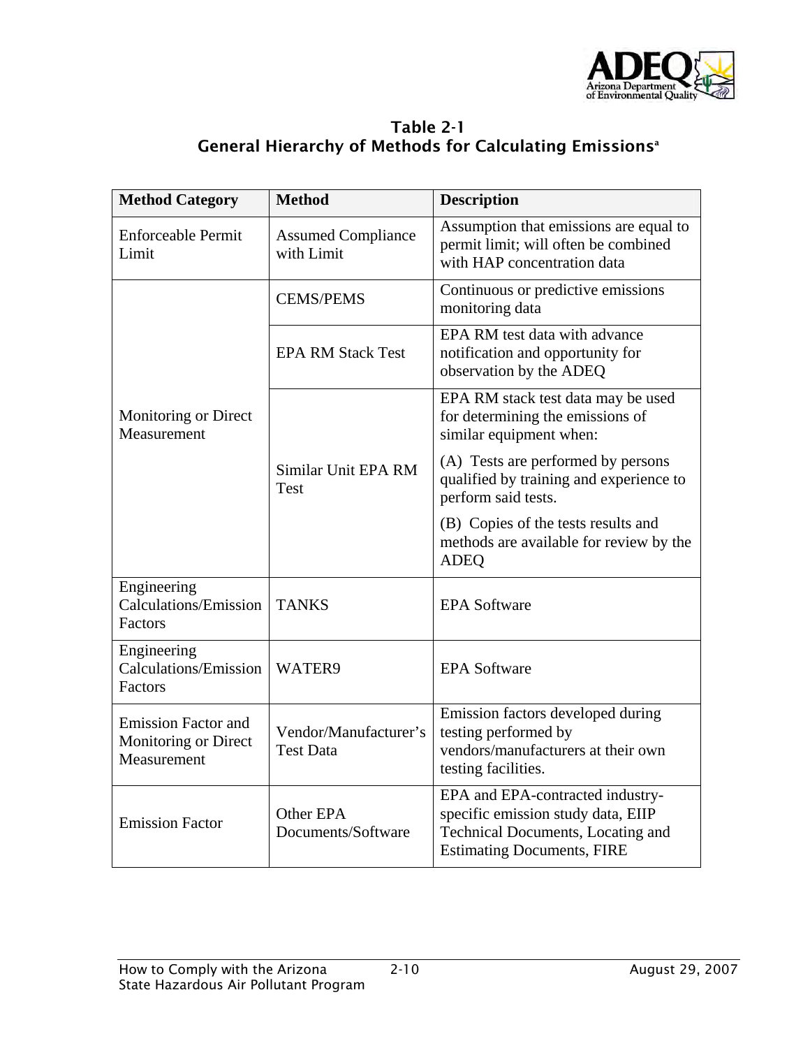## Table 2-1
## General Hierarchy of Methods for Calculating Emissions[a]

| Method Category | Method | Description |
|---|---|---|
| Enforceable Permit Limit | Assumed Compliance with Limit | Assumption that emissions are equal to permit limit; will often be combined with HAP concentration data |
| Monitoring or Direct Measurement | CEMS/PEMS | Continuous or predictive emissions monitoring data |
| | EPA RM Stack Test | EPA RM test data with advance notification and opportunity for observation by the ADEQ |
| | Similar Unit EPA RM Test | EPA RM stack test data may be used for determining the emissions of similar equipment when: (A) Tests are performed by persons qualified by training and experience to perform said tests. (B) Copies of the tests results and methods are available for review by the ADEQ |
| Engineering Calculations/Emission Factors | TANKS | EPA Software |
| Engineering Calculations/Emission Factors | WATER9 | EPA Software |
| Emission Factor and Monitoring or Direct Measurement | Vendor/Manufacturer's Test Data | Emission factors developed during testing performed by vendors/manufacturers at their own testing facilities. |
| Emission Factor | Other EPA Documents/Software | EPA and EPA-contracted industry-specific emission study data, EIIP Technical Documents, Locating and Estimating Documents, FIRE |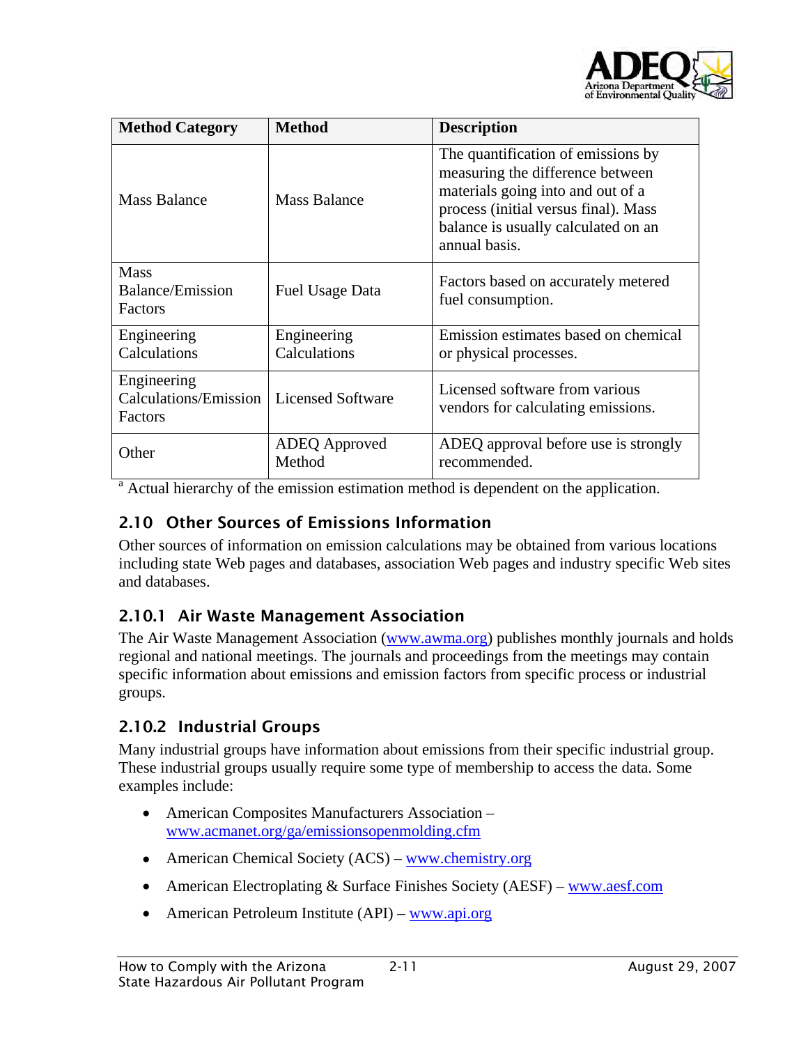| Method Category | Method | Description |
| --- | --- | --- |
| Mass Balance | Mass Balance | The quantification of emissions by measuring the difference between materials going into and out of a process (initial versus final). Mass balance is usually calculated on an annual basis. |
| Mass Balance/Emission Factors | Fuel Usage Data | Factors based on accurately metered fuel consumption. |
| Engineering Calculations | Engineering Calculations | Emission estimates based on chemical or physical processes. |
| Engineering Calculations/Emission Factors | Licensed Software | Licensed software from various vendors for calculating emissions. |
| Other | ADEQ Approved Method | ADEQ approval before use is strongly recommended. |

[a] Actual hierarchy of the emission estimation method is dependent on the application.

## 2.10 Other Sources of Emissions Information

Other sources of information on emission calculations may be obtained from various locations including state Web pages and databases, association Web pages and industry specific Web sites and databases.

### 2.10.1 Air Waste Management Association

The Air Waste Management Association (www.awma.org) publishes monthly journals and holds regional and national meetings. The journals and proceedings from the meetings may contain specific information about emissions and emission factors from specific process or industrial groups.

### 2.10.2 Industrial Groups

Many industrial groups have information about emissions from their specific industrial group. These industrial groups usually require some type of membership to access the data. Some examples include:

- American Composites Manufacturers Association – www.acmanet.org/ga/emissionsopenmolding.cfm
- American Chemical Society (ACS) – www.chemistry.org
- American Electroplating & Surface Finishes Society (AESF) – www.aesf.com
- American Petroleum Institute (API) – www.api.org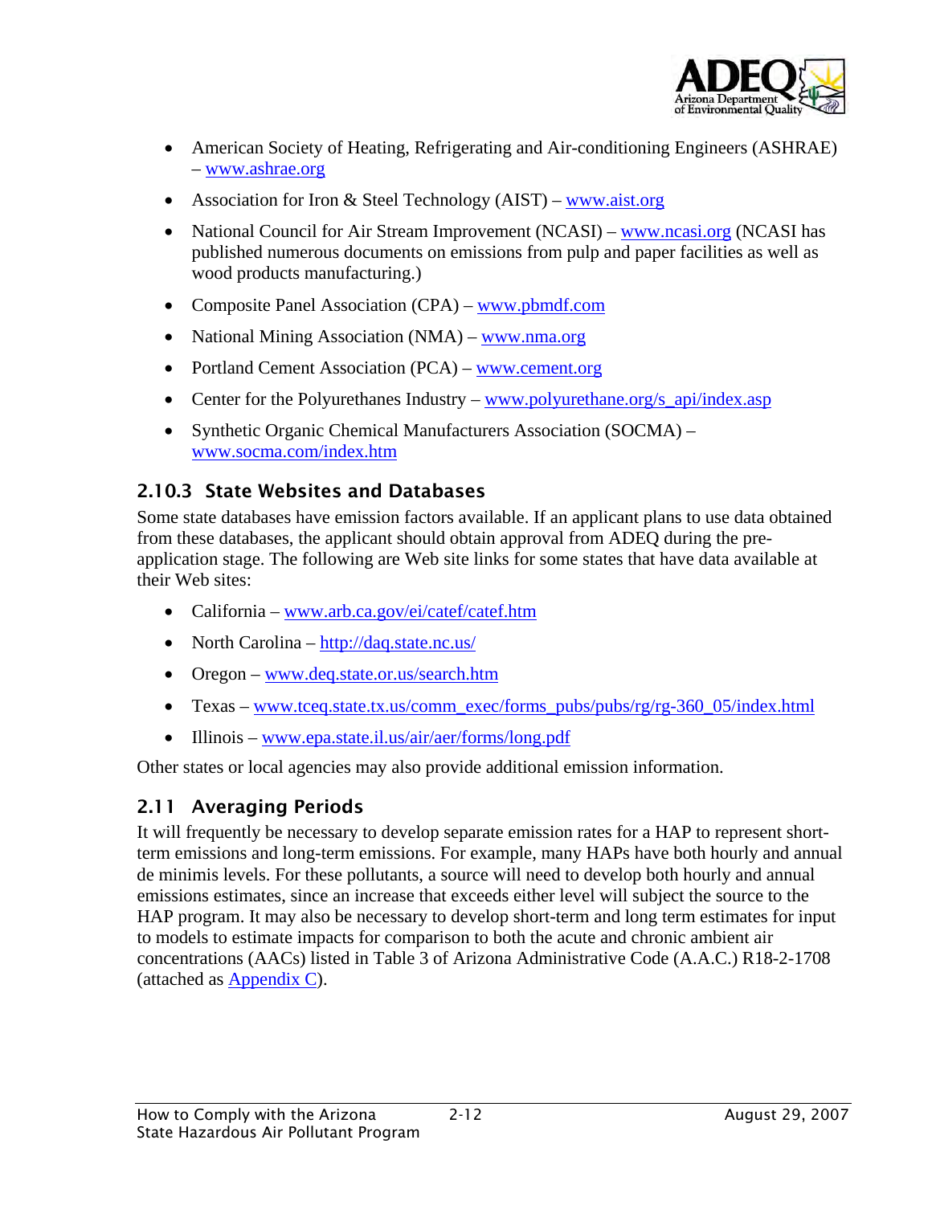- American Society of Heating, Refrigerating and Air-conditioning Engineers (ASHRAE) – www.ashrae.org
- Association for Iron & Steel Technology (AIST) – www.aist.org
- National Council for Air Stream Improvement (NCASI) – www.ncasi.org (NCASI has published numerous documents on emissions from pulp and paper facilities as well as wood products manufacturing.)
- Composite Panel Association (CPA) – www.pbmdf.com
- National Mining Association (NMA) – www.nma.org
- Portland Cement Association (PCA) – www.cement.org
- Center for the Polyurethanes Industry – www.polyurethane.org/s_api/index.asp
- Synthetic Organic Chemical Manufacturers Association (SOCMA) – www.socma.com/index.htm

### 2.10.3 State Websites and Databases

Some state databases have emission factors available. If an applicant plans to use data obtained from these databases, the applicant should obtain approval from ADEQ during the pre-application stage. The following are Web site links for some states that have data available at their Web sites:

- California – www.arb.ca.gov/ei/catef/catef.htm
- North Carolina – http://daq.state.nc.us/
- Oregon – www.deq.state.or.us/search.htm
- Texas – www.tceq.state.tx.us/comm_exec/forms_pubs/pubs/rg/rg-360_05/index.html
- Illinois – www.epa.state.il.us/air/aer/forms/long.pdf

Other states or local agencies may also provide additional emission information.

## 2.11 Averaging Periods

It will frequently be necessary to develop separate emission rates for a HAP to represent short-term emissions and long-term emissions. For example, many HAPs have both hourly and annual de minimis levels. For these pollutants, a source will need to develop both hourly and annual emissions estimates, since an increase that exceeds either level will subject the source to the HAP program. It may also be necessary to develop short-term and long term estimates for input to models to estimate impacts for comparison to both the acute and chronic ambient air concentrations (AACs) listed in Table 3 of Arizona Administrative Code (A.A.C.) R18-2-1708 (attached as Appendix C).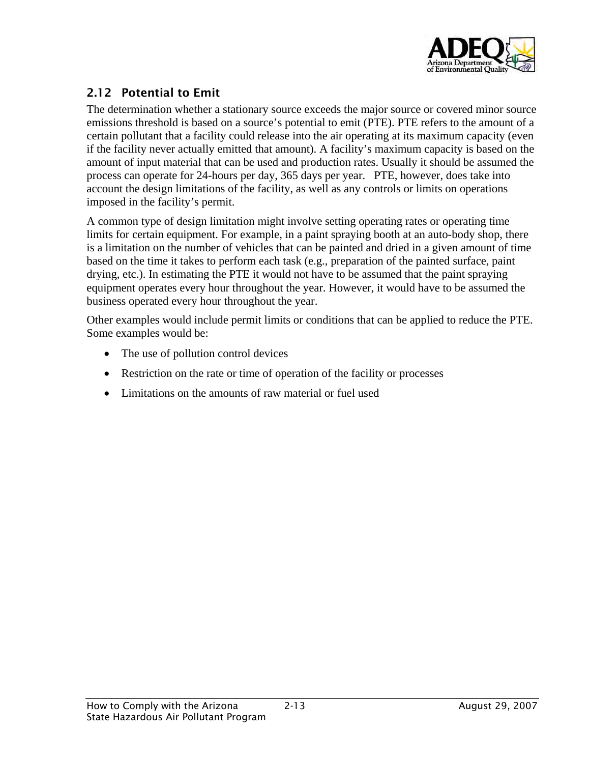## 2.12 Potential to Emit

The determination whether a stationary source exceeds the major source or covered minor source emissions threshold is based on a source's potential to emit (PTE). PTE refers to the amount of a certain pollutant that a facility could release into the air operating at its maximum capacity (even if the facility never actually emitted that amount). A facility's maximum capacity is based on the amount of input material that can be used and production rates. Usually it should be assumed the process can operate for 24-hours per day, 365 days per year. PTE, however, does take into account the design limitations of the facility, as well as any controls or limits on operations imposed in the facility's permit.

A common type of design limitation might involve setting operating rates or operating time limits for certain equipment. For example, in a paint spraying booth at an auto-body shop, there is a limitation on the number of vehicles that can be painted and dried in a given amount of time based on the time it takes to perform each task (e.g., preparation of the painted surface, paint drying, etc.). In estimating the PTE it would not have to be assumed that the paint spraying equipment operates every hour throughout the year. However, it would have to be assumed the business operated every hour throughout the year.

Other examples would include permit limits or conditions that can be applied to reduce the PTE. Some examples would be:

- The use of pollution control devices
- Restriction on the rate or time of operation of the facility or processes
- Limitations on the amounts of raw material or fuel used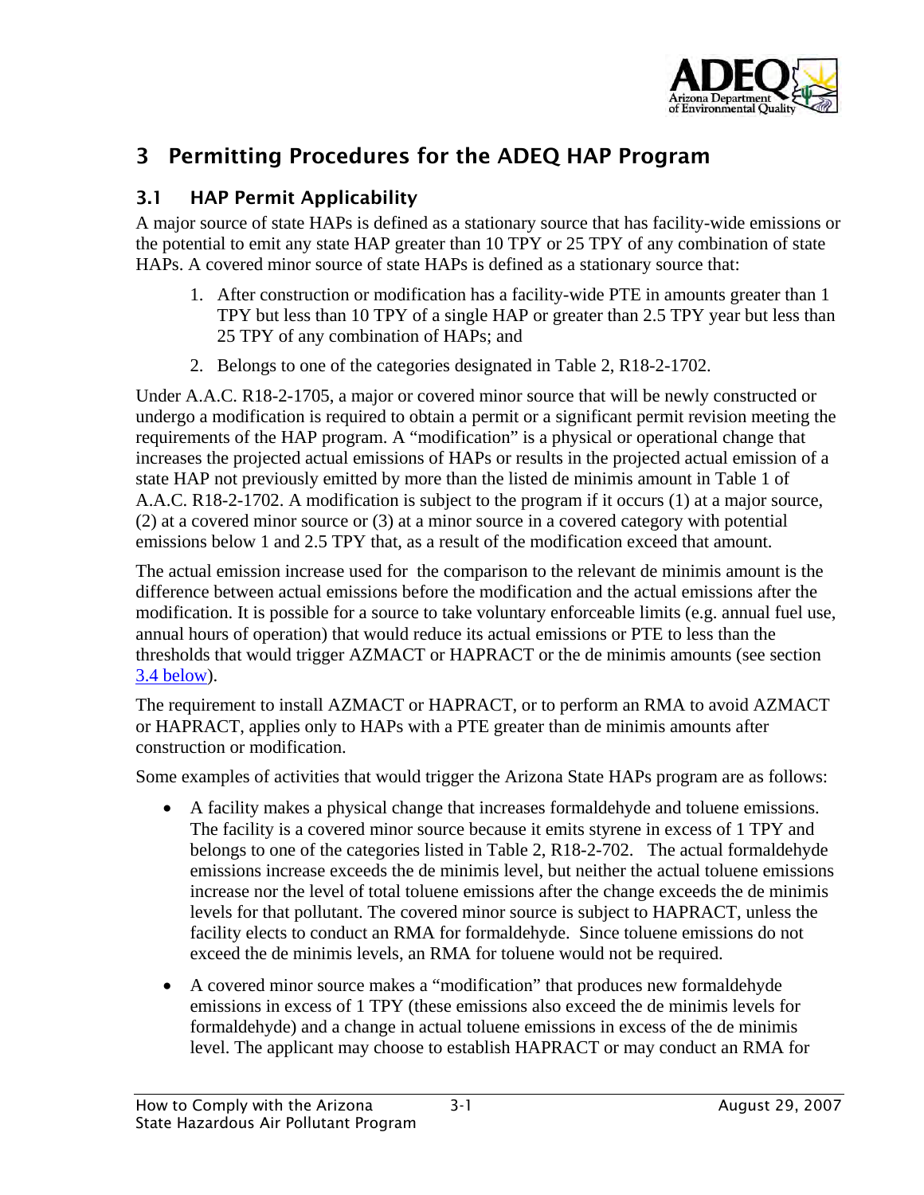# 3 Permitting Procedures for the ADEQ HAP Program

## 3.1 HAP Permit Applicability

A major source of state HAPs is defined as a stationary source that has facility-wide emissions or the potential to emit any state HAP greater than 10 TPY or 25 TPY of any combination of state HAPs. A covered minor source of state HAPs is defined as a stationary source that:

1. After construction or modification has a facility-wide PTE in amounts greater than 1 TPY but less than 10 TPY of a single HAP or greater than 2.5 TPY year but less than 25 TPY of any combination of HAPs; and
2. Belongs to one of the categories designated in Table 2, R18-2-1702.

Under A.A.C. R18-2-1705, a major or covered minor source that will be newly constructed or undergo a modification is required to obtain a permit or a significant permit revision meeting the requirements of the HAP program. A "modification" is a physical or operational change that increases the projected actual emissions of HAPs or results in the projected actual emission of a state HAP not previously emitted by more than the listed de minimis amount in Table 1 of A.A.C. R18-2-1702. A modification is subject to the program if it occurs (1) at a major source, (2) at a covered minor source or (3) at a minor source in a covered category with potential emissions below 1 and 2.5 TPY that, as a result of the modification exceed that amount.

The actual emission increase used for the comparison to the relevant de minimis amount is the difference between actual emissions before the modification and the actual emissions after the modification. It is possible for a source to take voluntary enforceable limits (e.g. annual fuel use, annual hours of operation) that would reduce its actual emissions or PTE to less than the thresholds that would trigger AZMACT or HAPRACT or the de minimis amounts (see section 3.4 below).

The requirement to install AZMACT or HAPRACT, or to perform an RMA to avoid AZMACT or HAPRACT, applies only to HAPs with a PTE greater than de minimis amounts after construction or modification.

Some examples of activities that would trigger the Arizona State HAPs program are as follows:

- A facility makes a physical change that increases formaldehyde and toluene emissions. The facility is a covered minor source because it emits styrene in excess of 1 TPY and belongs to one of the categories listed in Table 2, R18-2-702. The actual formaldehyde emissions increase exceeds the de minimis level, but neither the actual toluene emissions increase nor the level of total toluene emissions after the change exceeds the de minimis levels for that pollutant. The covered minor source is subject to HAPRACT, unless the facility elects to conduct an RMA for formaldehyde. Since toluene emissions do not exceed the de minimis levels, an RMA for toluene would not be required.
- A covered minor source makes a "modification" that produces new formaldehyde emissions in excess of 1 TPY (these emissions also exceed the de minimis levels for formaldehyde) and a change in actual toluene emissions in excess of the de minimis level. The applicant may choose to establish HAPRACT or may conduct an RMA for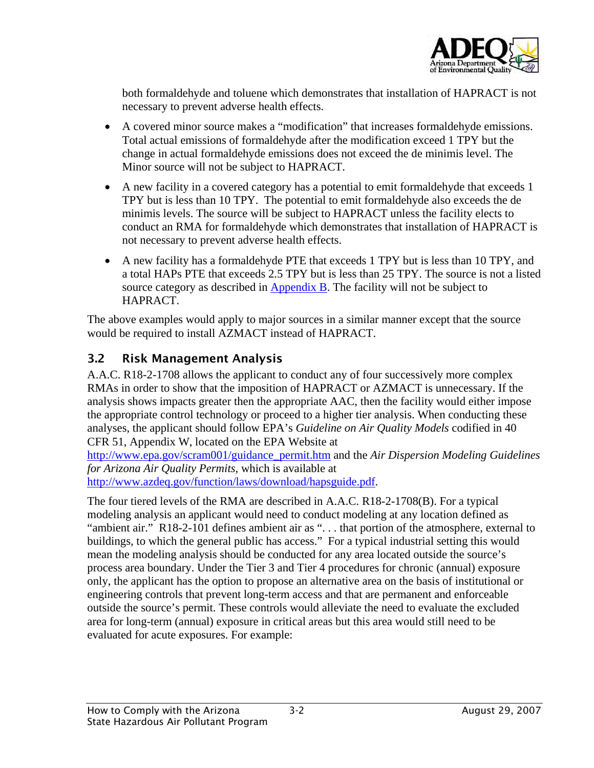both formaldehyde and toluene which demonstrates that installation of HAPRACT is not necessary to prevent adverse health effects.

- A covered minor source makes a "modification" that increases formaldehyde emissions. Total actual emissions of formaldehyde after the modification exceed 1 TPY but the change in actual formaldehyde emissions does not exceed the de minimis level. The Minor source will not be subject to HAPRACT.
- A new facility in a covered category has a potential to emit formaldehyde that exceeds 1 TPY but is less than 10 TPY. The potential to emit formaldehyde also exceeds the de minimis levels. The source will be subject to HAPRACT unless the facility elects to conduct an RMA for formaldehyde which demonstrates that installation of HAPRACT is not necessary to prevent adverse health effects.
- A new facility has a formaldehyde PTE that exceeds 1 TPY but is less than 10 TPY, and a total HAPs PTE that exceeds 2.5 TPY but is less than 25 TPY. The source is not a listed source category as described in Appendix B. The facility will not be subject to HAPRACT.

The above examples would apply to major sources in a similar manner except that the source would be required to install AZMACT instead of HAPRACT.

## 3.2 Risk Management Analysis

A.A.C. R18-2-1708 allows the applicant to conduct any of four successively more complex RMAs in order to show that the imposition of HAPRACT or AZMACT is unnecessary. If the analysis shows impacts greater then the appropriate AAC, then the facility would either impose the appropriate control technology or proceed to a higher tier analysis. When conducting these analyses, the applicant should follow EPA's *Guideline on Air Quality Models* codified in 40 CFR 51, Appendix W, located on the EPA Website at http://www.epa.gov/scram001/guidance_permit.htm and the *Air Dispersion Modeling Guidelines for Arizona Air Quality Permits*, which is available at http://www.azdeq.gov/function/laws/download/hapsguide.pdf.

The four tiered levels of the RMA are described in A.A.C. R18-2-1708(B). For a typical modeling analysis an applicant would need to conduct modeling at any location defined as "ambient air." R18-2-101 defines ambient air as ". . . that portion of the atmosphere, external to buildings, to which the general public has access." For a typical industrial setting this would mean the modeling analysis should be conducted for any area located outside the source's process area boundary. Under the Tier 3 and Tier 4 procedures for chronic (annual) exposure only, the applicant has the option to propose an alternative area on the basis of institutional or engineering controls that prevent long-term access and that are permanent and enforceable outside the source's permit. These controls would alleviate the need to evaluate the excluded area for long-term (annual) exposure in critical areas but this area would still need to be evaluated for acute exposures. For example: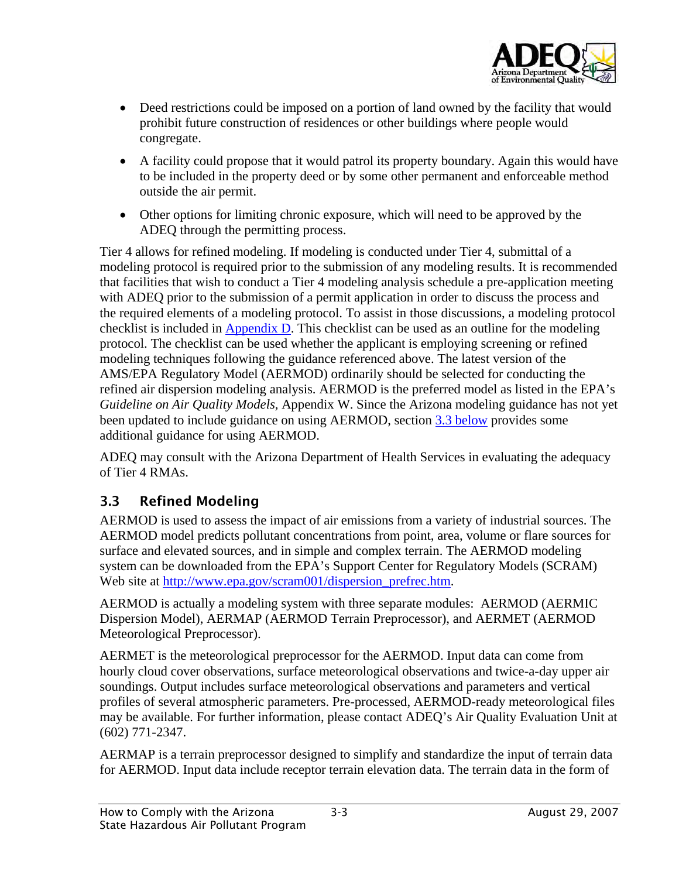- Deed restrictions could be imposed on a portion of land owned by the facility that would prohibit future construction of residences or other buildings where people would congregate.
- A facility could propose that it would patrol its property boundary. Again this would have to be included in the property deed or by some other permanent and enforceable method outside the air permit.
- Other options for limiting chronic exposure, which will need to be approved by the ADEQ through the permitting process.

Tier 4 allows for refined modeling. If modeling is conducted under Tier 4, submittal of a modeling protocol is required prior to the submission of any modeling results. It is recommended that facilities that wish to conduct a Tier 4 modeling analysis schedule a pre-application meeting with ADEQ prior to the submission of a permit application in order to discuss the process and the required elements of a modeling protocol. To assist in those discussions, a modeling protocol checklist is included in Appendix D. This checklist can be used as an outline for the modeling protocol. The checklist can be used whether the applicant is employing screening or refined modeling techniques following the guidance referenced above. The latest version of the AMS/EPA Regulatory Model (AERMOD) ordinarily should be selected for conducting the refined air dispersion modeling analysis. AERMOD is the preferred model as listed in the EPA's *Guideline on Air Quality Models*, Appendix W. Since the Arizona modeling guidance has not yet been updated to include guidance on using AERMOD, section 3.3 below provides some additional guidance for using AERMOD.

ADEQ may consult with the Arizona Department of Health Services in evaluating the adequacy of Tier 4 RMAs.

## 3.3 Refined Modeling

AERMOD is used to assess the impact of air emissions from a variety of industrial sources. The AERMOD model predicts pollutant concentrations from point, area, volume or flare sources for surface and elevated sources, and in simple and complex terrain. The AERMOD modeling system can be downloaded from the EPA's Support Center for Regulatory Models (SCRAM) Web site at http://www.epa.gov/scram001/dispersion_prefrec.htm.

AERMOD is actually a modeling system with three separate modules: AERMOD (AERMIC Dispersion Model), AERMAP (AERMOD Terrain Preprocessor), and AERMET (AERMOD Meteorological Preprocessor).

AERMET is the meteorological preprocessor for the AERMOD. Input data can come from hourly cloud cover observations, surface meteorological observations and twice-a-day upper air soundings. Output includes surface meteorological observations and parameters and vertical profiles of several atmospheric parameters. Pre-processed, AERMOD-ready meteorological files may be available. For further information, please contact ADEQ's Air Quality Evaluation Unit at (602) 771-2347.

AERMAP is a terrain preprocessor designed to simplify and standardize the input of terrain data for AERMOD. Input data include receptor terrain elevation data. The terrain data in the form of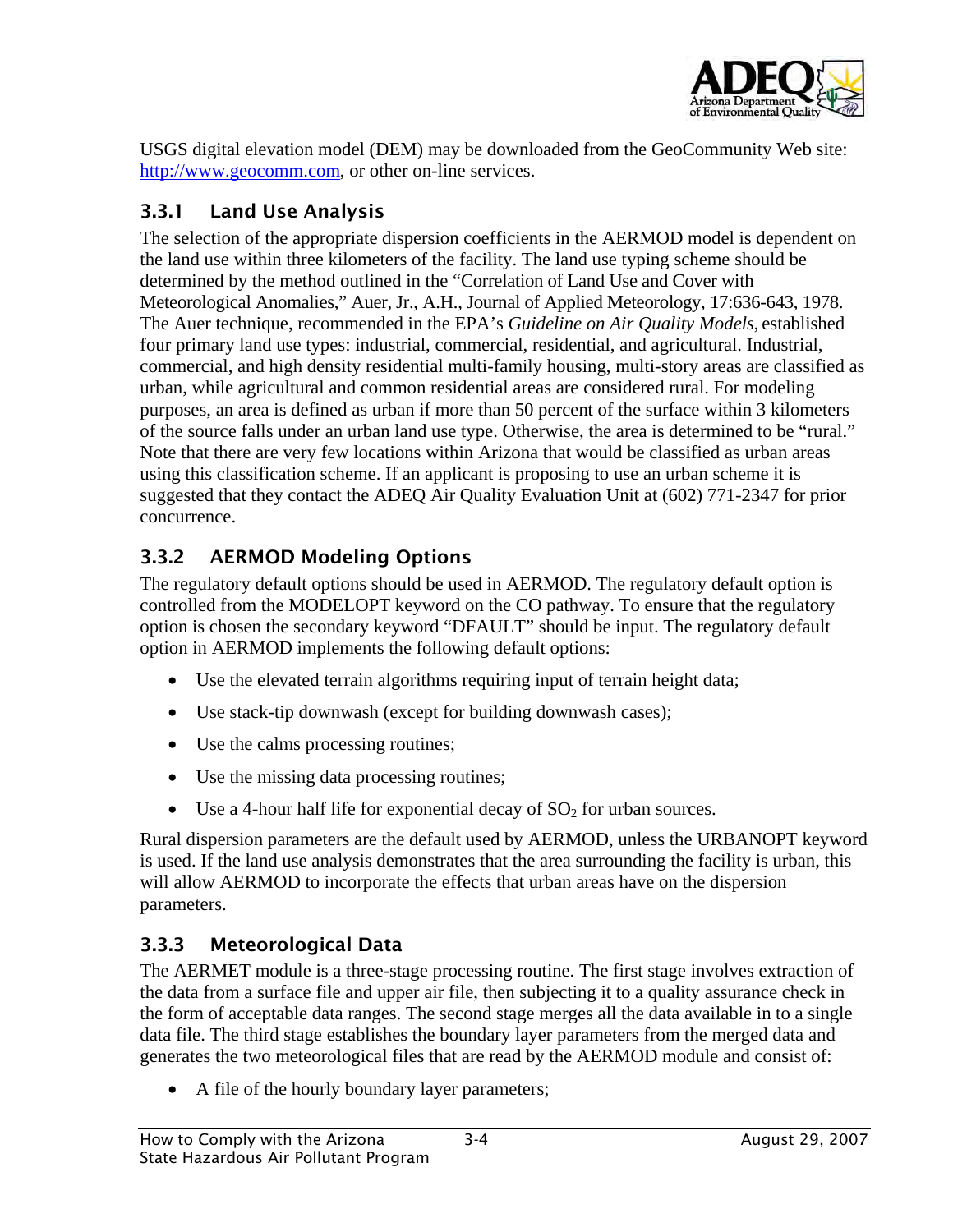USGS digital elevation model (DEM) may be downloaded from the GeoCommunity Web site: http://www.geocomm.com, or other on-line services.

### 3.3.1 Land Use Analysis

The selection of the appropriate dispersion coefficients in the AERMOD model is dependent on the land use within three kilometers of the facility. The land use typing scheme should be determined by the method outlined in the "Correlation of Land Use and Cover with Meteorological Anomalies," Auer, Jr., A.H., Journal of Applied Meteorology, 17:636-643, 1978. The Auer technique, recommended in the EPA's *Guideline on Air Quality Models*, established four primary land use types: industrial, commercial, residential, and agricultural. Industrial, commercial, and high density residential multi-family housing, multi-story areas are classified as urban, while agricultural and common residential areas are considered rural. For modeling purposes, an area is defined as urban if more than 50 percent of the surface within 3 kilometers of the source falls under an urban land use type. Otherwise, the area is determined to be "rural." Note that there are very few locations within Arizona that would be classified as urban areas using this classification scheme. If an applicant is proposing to use an urban scheme it is suggested that they contact the ADEQ Air Quality Evaluation Unit at (602) 771-2347 for prior concurrence.

### 3.3.2 AERMOD Modeling Options

The regulatory default options should be used in AERMOD. The regulatory default option is controlled from the MODELOPT keyword on the CO pathway. To ensure that the regulatory option is chosen the secondary keyword "DFAULT" should be input. The regulatory default option in AERMOD implements the following default options:

- Use the elevated terrain algorithms requiring input of terrain height data;
- Use stack-tip downwash (except for building downwash cases);
- Use the calms processing routines;
- Use the missing data processing routines;
- Use a 4-hour half life for exponential decay of $SO_2$ for urban sources.

Rural dispersion parameters are the default used by AERMOD, unless the URBANOPT keyword is used. If the land use analysis demonstrates that the area surrounding the facility is urban, this will allow AERMOD to incorporate the effects that urban areas have on the dispersion parameters.

### 3.3.3 Meteorological Data

The AERMET module is a three-stage processing routine. The first stage involves extraction of the data from a surface file and upper air file, then subjecting it to a quality assurance check in the form of acceptable data ranges. The second stage merges all the data available in to a single data file. The third stage establishes the boundary layer parameters from the merged data and generates the two meteorological files that are read by the AERMOD module and consist of:

- A file of the hourly boundary layer parameters;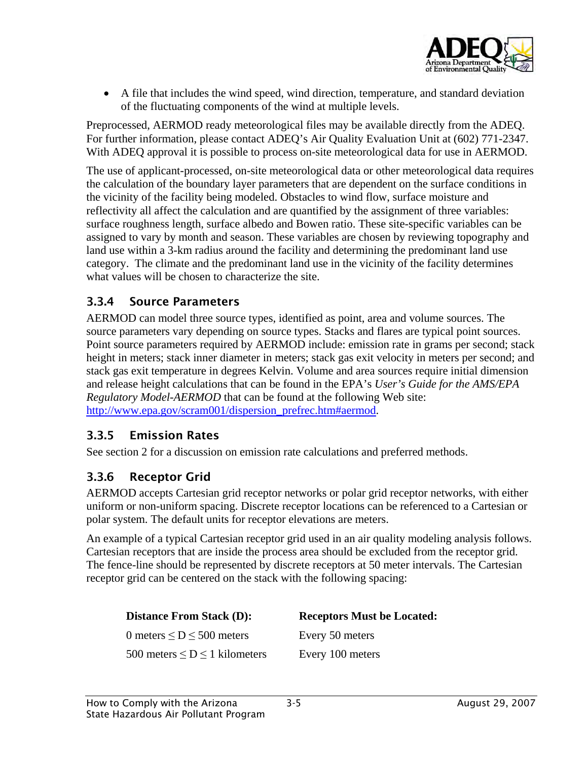- A file that includes the wind speed, wind direction, temperature, and standard deviation of the fluctuating components of the wind at multiple levels.

Preprocessed, AERMOD ready meteorological files may be available directly from the ADEQ. For further information, please contact ADEQ's Air Quality Evaluation Unit at (602) 771-2347. With ADEQ approval it is possible to process on-site meteorological data for use in AERMOD.

The use of applicant-processed, on-site meteorological data or other meteorological data requires the calculation of the boundary layer parameters that are dependent on the surface conditions in the vicinity of the facility being modeled. Obstacles to wind flow, surface moisture and reflectivity all affect the calculation and are quantified by the assignment of three variables: surface roughness length, surface albedo and Bowen ratio. These site-specific variables can be assigned to vary by month and season. These variables are chosen by reviewing topography and land use within a 3-km radius around the facility and determining the predominant land use category. The climate and the predominant land use in the vicinity of the facility determines what values will be chosen to characterize the site.

### 3.3.4 Source Parameters

AERMOD can model three source types, identified as point, area and volume sources. The source parameters vary depending on source types. Stacks and flares are typical point sources. Point source parameters required by AERMOD include: emission rate in grams per second; stack height in meters; stack inner diameter in meters; stack gas exit velocity in meters per second; and stack gas exit temperature in degrees Kelvin. Volume and area sources require initial dimension and release height calculations that can be found in the EPA's *User's Guide for the AMS/EPA Regulatory Model-AERMOD* that can be found at the following Web site: http://www.epa.gov/scram001/dispersion_prefrec.htm#aermod.

### 3.3.5 Emission Rates

See section 2 for a discussion on emission rate calculations and preferred methods.

### 3.3.6 Receptor Grid

AERMOD accepts Cartesian grid receptor networks or polar grid receptor networks, with either uniform or non-uniform spacing. Discrete receptor locations can be referenced to a Cartesian or polar system. The default units for receptor elevations are meters.

An example of a typical Cartesian receptor grid used in an air quality modeling analysis follows. Cartesian receptors that are inside the process area should be excluded from the receptor grid. The fence-line should be represented by discrete receptors at 50 meter intervals. The Cartesian receptor grid can be centered on the stack with the following spacing:

| **Distance From Stack (D):** | **Receptors Must be Located:** |
|---|---|
| 0 meters $\leq$ D $\leq$ 500 meters | Every 50 meters |
| 500 meters $\leq$ D $\leq$ 1 kilometers | Every 100 meters |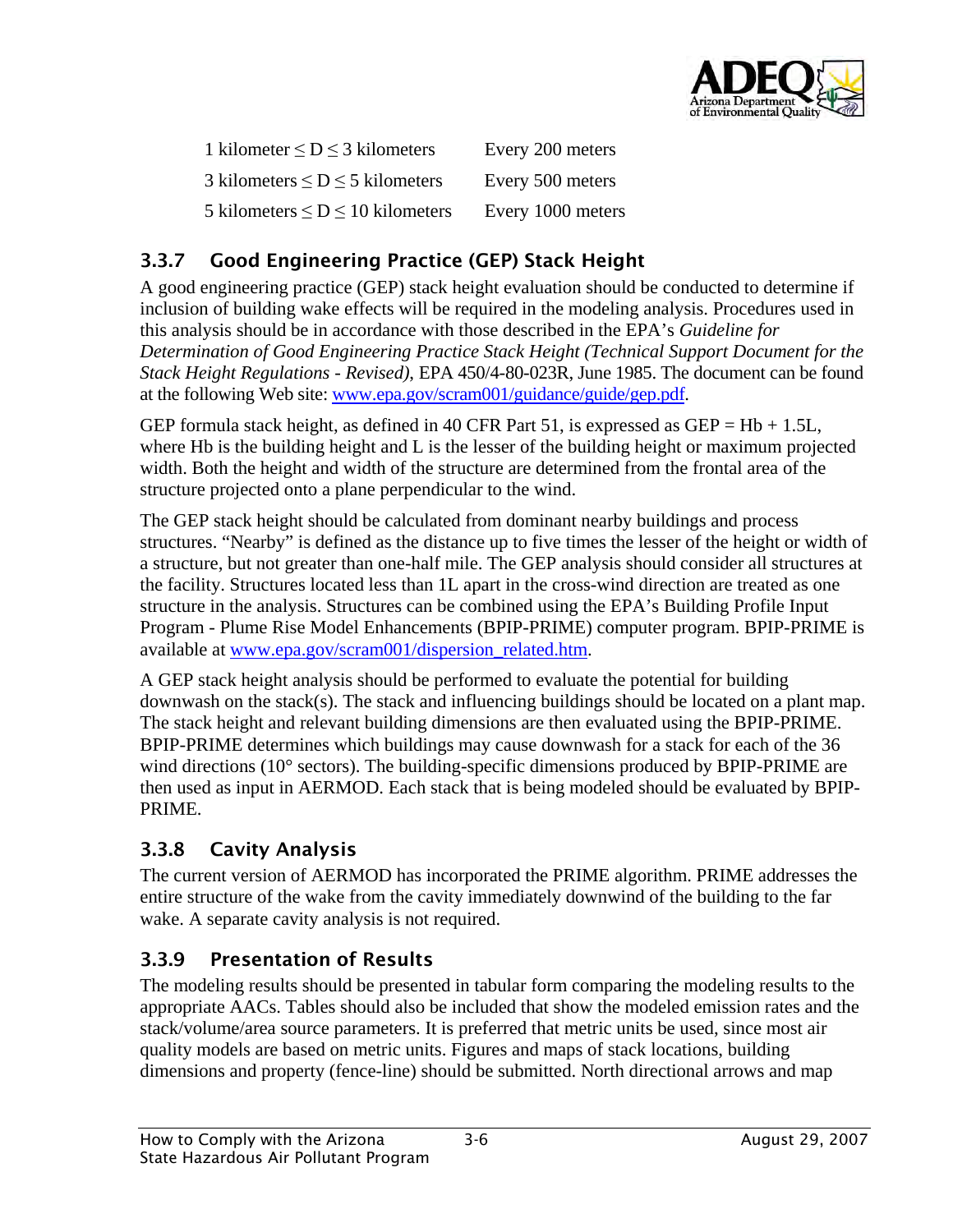| | |
|---|---|
| 1 kilometer $\leq$ D $\leq$ 3 kilometers | Every 200 meters |
| 3 kilometers $\leq$ D $\leq$ 5 kilometers | Every 500 meters |
| 5 kilometers $\leq$ D $\leq$ 10 kilometers | Every 1000 meters |

### 3.3.7 Good Engineering Practice (GEP) Stack Height

A good engineering practice (GEP) stack height evaluation should be conducted to determine if inclusion of building wake effects will be required in the modeling analysis. Procedures used in this analysis should be in accordance with those described in the EPA's *Guideline for Determination of Good Engineering Practice Stack Height (Technical Support Document for the Stack Height Regulations - Revised)*, EPA 450/4-80-023R, June 1985. The document can be found at the following Web site: www.epa.gov/scram001/guidance/guide/gep.pdf.

GEP formula stack height, as defined in 40 CFR Part 51, is expressed as GEP = Hb + 1.5L, where Hb is the building height and L is the lesser of the building height or maximum projected width. Both the height and width of the structure are determined from the frontal area of the structure projected onto a plane perpendicular to the wind.

The GEP stack height should be calculated from dominant nearby buildings and process structures. "Nearby" is defined as the distance up to five times the lesser of the height or width of a structure, but not greater than one-half mile. The GEP analysis should consider all structures at the facility. Structures located less than 1L apart in the cross-wind direction are treated as one structure in the analysis. Structures can be combined using the EPA's Building Profile Input Program - Plume Rise Model Enhancements (BPIP-PRIME) computer program. BPIP-PRIME is available at www.epa.gov/scram001/dispersion_related.htm.

A GEP stack height analysis should be performed to evaluate the potential for building downwash on the stack(s). The stack and influencing buildings should be located on a plant map. The stack height and relevant building dimensions are then evaluated using the BPIP-PRIME. BPIP-PRIME determines which buildings may cause downwash for a stack for each of the 36 wind directions (10° sectors). The building-specific dimensions produced by BPIP-PRIME are then used as input in AERMOD. Each stack that is being modeled should be evaluated by BPIP-PRIME.

### 3.3.8 Cavity Analysis

The current version of AERMOD has incorporated the PRIME algorithm. PRIME addresses the entire structure of the wake from the cavity immediately downwind of the building to the far wake. A separate cavity analysis is not required.

### 3.3.9 Presentation of Results

The modeling results should be presented in tabular form comparing the modeling results to the appropriate AACs. Tables should also be included that show the modeled emission rates and the stack/volume/area source parameters. It is preferred that metric units be used, since most air quality models are based on metric units. Figures and maps of stack locations, building dimensions and property (fence-line) should be submitted. North directional arrows and map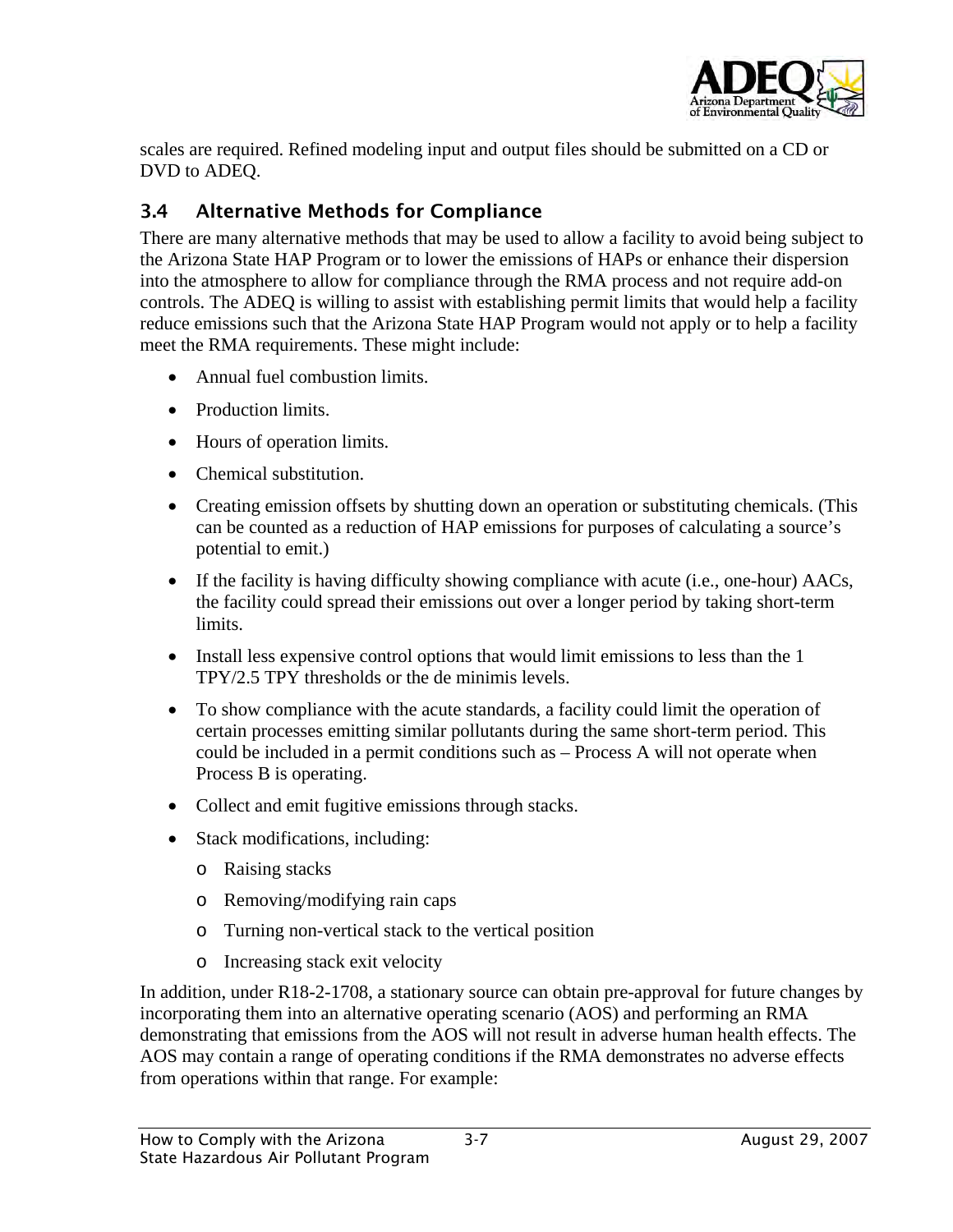scales are required. Refined modeling input and output files should be submitted on a CD or DVD to ADEQ.

### 3.4 Alternative Methods for Compliance

There are many alternative methods that may be used to allow a facility to avoid being subject to the Arizona State HAP Program or to lower the emissions of HAPs or enhance their dispersion into the atmosphere to allow for compliance through the RMA process and not require add-on controls. The ADEQ is willing to assist with establishing permit limits that would help a facility reduce emissions such that the Arizona State HAP Program would not apply or to help a facility meet the RMA requirements. These might include:

- Annual fuel combustion limits.
- Production limits.
- Hours of operation limits.
- Chemical substitution.
- Creating emission offsets by shutting down an operation or substituting chemicals. (This can be counted as a reduction of HAP emissions for purposes of calculating a source's potential to emit.)
- If the facility is having difficulty showing compliance with acute (i.e., one-hour) AACs, the facility could spread their emissions out over a longer period by taking short-term limits.
- Install less expensive control options that would limit emissions to less than the 1 TPY/2.5 TPY thresholds or the de minimis levels.
- To show compliance with the acute standards, a facility could limit the operation of certain processes emitting similar pollutants during the same short-term period. This could be included in a permit conditions such as – Process A will not operate when Process B is operating.
- Collect and emit fugitive emissions through stacks.
- Stack modifications, including:
  - Raising stacks
  - Removing/modifying rain caps
  - Turning non-vertical stack to the vertical position
  - Increasing stack exit velocity

In addition, under R18-2-1708, a stationary source can obtain pre-approval for future changes by incorporating them into an alternative operating scenario (AOS) and performing an RMA demonstrating that emissions from the AOS will not result in adverse human health effects. The AOS may contain a range of operating conditions if the RMA demonstrates no adverse effects from operations within that range. For example: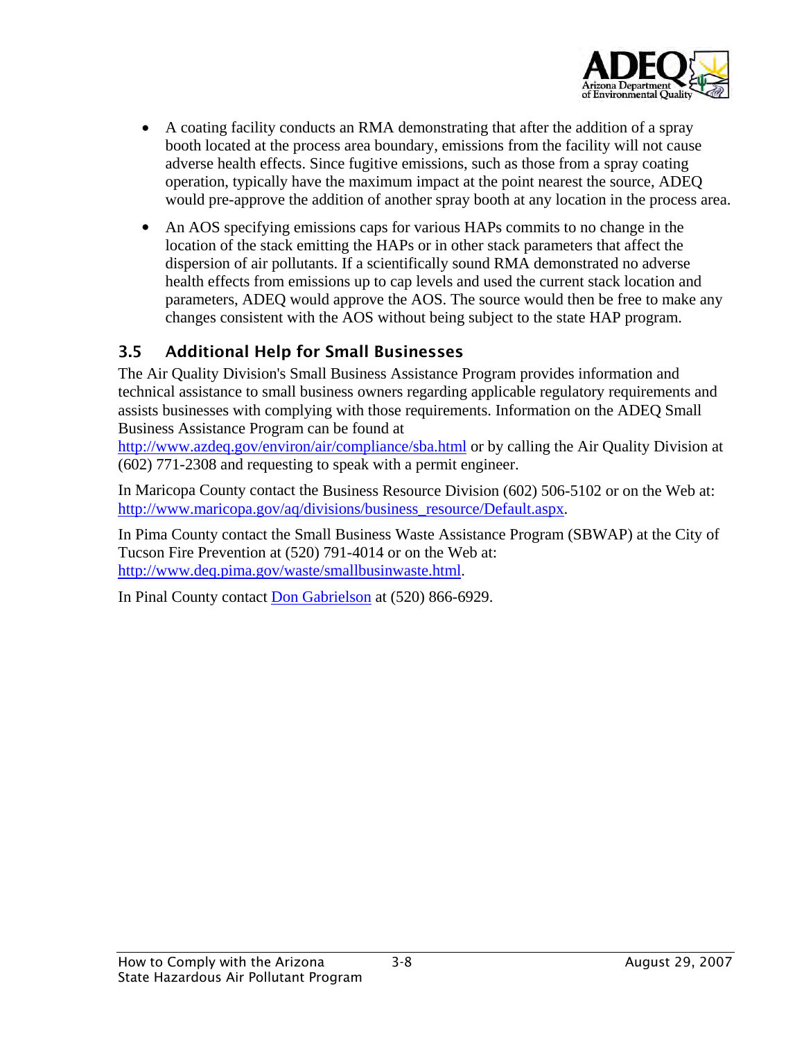- A coating facility conducts an RMA demonstrating that after the addition of a spray booth located at the process area boundary, emissions from the facility will not cause adverse health effects. Since fugitive emissions, such as those from a spray coating operation, typically have the maximum impact at the point nearest the source, ADEQ would pre-approve the addition of another spray booth at any location in the process area.
- An AOS specifying emissions caps for various HAPs commits to no change in the location of the stack emitting the HAPs or in other stack parameters that affect the dispersion of air pollutants. If a scientifically sound RMA demonstrated no adverse health effects from emissions up to cap levels and used the current stack location and parameters, ADEQ would approve the AOS. The source would then be free to make any changes consistent with the AOS without being subject to the state HAP program.

## 3.5 Additional Help for Small Businesses

The Air Quality Division's Small Business Assistance Program provides information and technical assistance to small business owners regarding applicable regulatory requirements and assists businesses with complying with those requirements. Information on the ADEQ Small Business Assistance Program can be found at http://www.azdeq.gov/environ/air/compliance/sba.html or by calling the Air Quality Division at (602) 771-2308 and requesting to speak with a permit engineer.

In Maricopa County contact the Business Resource Division (602) 506-5102 or on the Web at: http://www.maricopa.gov/aq/divisions/business_resource/Default.aspx.

In Pima County contact the Small Business Waste Assistance Program (SBWAP) at the City of Tucson Fire Prevention at (520) 791-4014 or on the Web at: http://www.deq.pima.gov/waste/smallbusinwaste.html.

In Pinal County contact Don Gabrielson at (520) 866-6929.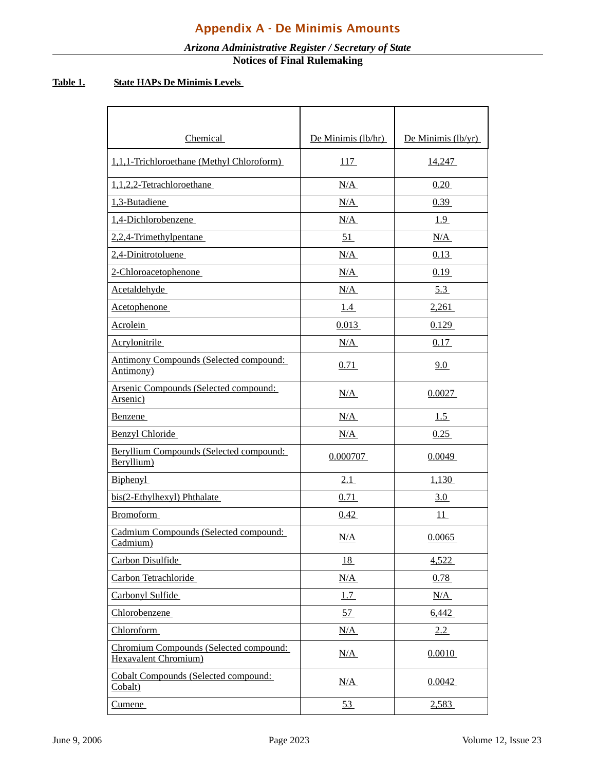# Appendix A - De Minimis Amounts

*Arizona Administrative Register / Secretary of State*

**Notices of Final Rulemaking**

**Table 1. State HAPs De Minimis Levels**

| Chemical | De Minimis (lb/hr) | De Minimis (lb/yr) |
|---|---|---|
| 1,1,1-Trichloroethane (Methyl Chloroform) | 117 | 14,247 |
| 1,1,2,2-Tetrachloroethane | N/A | 0.20 |
| 1,3-Butadiene | N/A | 0.39 |
| 1,4-Dichlorobenzene | N/A | 1.9 |
| 2,2,4-Trimethylpentane | 51 | N/A |
| 2,4-Dinitrotoluene | N/A | 0.13 |
| 2-Chloroacetophenone | N/A | 0.19 |
| Acetaldehyde | N/A | 5.3 |
| Acetophenone | 1.4 | 2,261 |
| Acrolein | 0.013 | 0.129 |
| Acrylonitrile | N/A | 0.17 |
| Antimony Compounds (Selected compound: Antimony) | 0.71 | 9.0 |
| Arsenic Compounds (Selected compound: Arsenic) | N/A | 0.0027 |
| Benzene | N/A | 1.5 |
| Benzyl Chloride | N/A | 0.25 |
| Beryllium Compounds (Selected compound: Beryllium) | 0.000707 | 0.0049 |
| Biphenyl | 2.1 | 1,130 |
| bis(2-Ethylhexyl) Phthalate | 0.71 | 3.0 |
| Bromoform | 0.42 | 11 |
| Cadmium Compounds (Selected compound: Cadmium) | N/A | 0.0065 |
| Carbon Disulfide | 18 | 4,522 |
| Carbon Tetrachloride | N/A | 0.78 |
| Carbonyl Sulfide | 1.7 | N/A |
| Chlorobenzene | 57 | 6,442 |
| Chloroform | N/A | 2.2 |
| Chromium Compounds (Selected compound: Hexavalent Chromium) | N/A | 0.0010 |
| Cobalt Compounds (Selected compound: Cobalt) | N/A | 0.0042 |
| Cumene | 53 | 2,583 |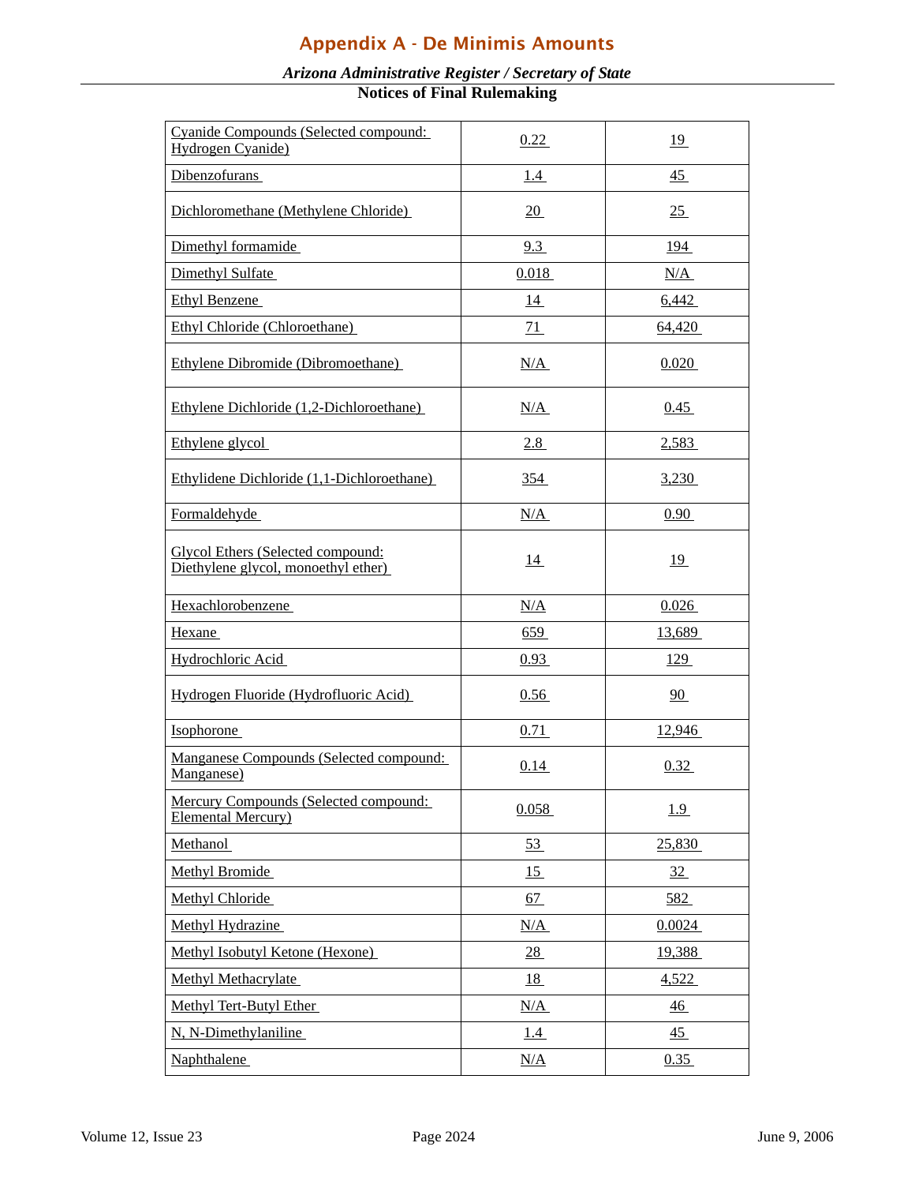# Appendix A - De Minimis Amounts

| | | |
|---|---|---|
| Cyanide Compounds (Selected compound: Hydrogen Cyanide) | 0.22 | 19 |
| Dibenzofurans | 1.4 | 45 |
| Dichloromethane (Methylene Chloride) | 20 | 25 |
| Dimethyl formamide | 9.3 | 194 |
| Dimethyl Sulfate | 0.018 | N/A |
| Ethyl Benzene | 14 | 6,442 |
| Ethyl Chloride (Chloroethane) | 71 | 64,420 |
| Ethylene Dibromide (Dibromoethane) | N/A | 0.020 |
| Ethylene Dichloride (1,2-Dichloroethane) | N/A | 0.45 |
| Ethylene glycol | 2.8 | 2,583 |
| Ethylidene Dichloride (1,1-Dichloroethane) | 354 | 3,230 |
| Formaldehyde | N/A | 0.90 |
| Glycol Ethers (Selected compound: Diethylene glycol, monoethyl ether) | 14 | 19 |
| Hexachlorobenzene | N/A | 0.026 |
| Hexane | 659 | 13,689 |
| Hydrochloric Acid | 0.93 | 129 |
| Hydrogen Fluoride (Hydrofluoric Acid) | 0.56 | 90 |
| Isophorone | 0.71 | 12,946 |
| Manganese Compounds (Selected compound: Manganese) | 0.14 | 0.32 |
| Mercury Compounds (Selected compound: Elemental Mercury) | 0.058 | 1.9 |
| Methanol | 53 | 25,830 |
| Methyl Bromide | 15 | 32 |
| Methyl Chloride | 67 | 582 |
| Methyl Hydrazine | N/A | 0.0024 |
| Methyl Isobutyl Ketone (Hexone) | 28 | 19,388 |
| Methyl Methacrylate | 18 | 4,522 |
| Methyl Tert-Butyl Ether | N/A | 46 |
| N, N-Dimethylaniline | 1.4 | 45 |
| Naphthalene | N/A | 0.35 |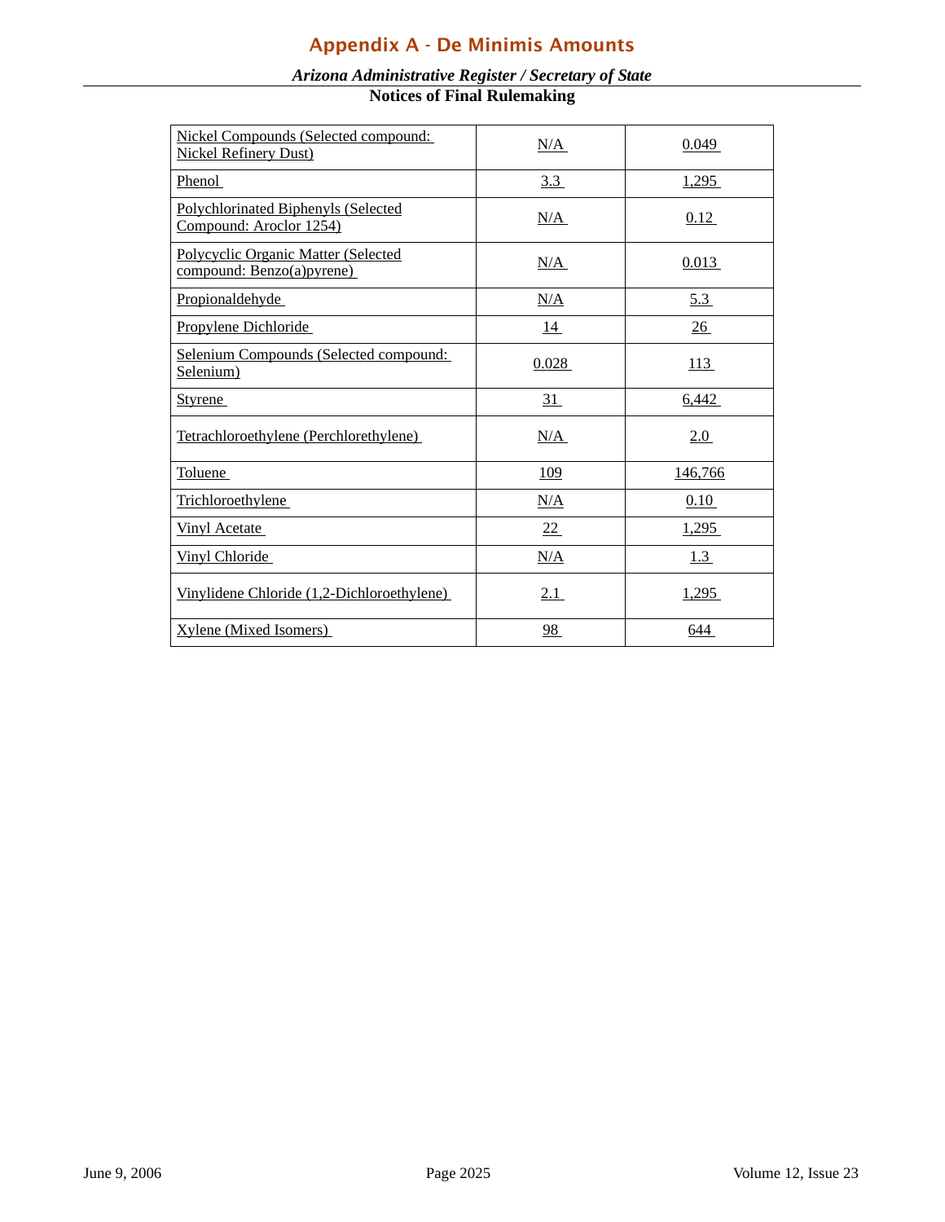## Appendix A - De Minimis Amounts

| | | |
|---|---|---|
| Nickel Compounds (Selected compound: Nickel Refinery Dust) | N/A | 0.049 |
| Phenol | 3.3 | 1,295 |
| Polychlorinated Biphenyls (Selected Compound: Aroclor 1254) | N/A | 0.12 |
| Polycyclic Organic Matter (Selected compound: Benzo(a)pyrene) | N/A | 0.013 |
| Propionaldehyde | N/A | 5.3 |
| Propylene Dichloride | 14 | 26 |
| Selenium Compounds (Selected compound: Selenium) | 0.028 | 113 |
| Styrene | 31 | 6,442 |
| Tetrachloroethylene (Perchlorethylene) | N/A | 2.0 |
| Toluene | 109 | 146,766 |
| Trichloroethylene | N/A | 0.10 |
| Vinyl Acetate | 22 | 1,295 |
| Vinyl Chloride | N/A | 1.3 |
| Vinylidene Chloride (1,2-Dichloroethylene) | 2.1 | 1,295 |
| Xylene (Mixed Isomers) | 98 | 644 |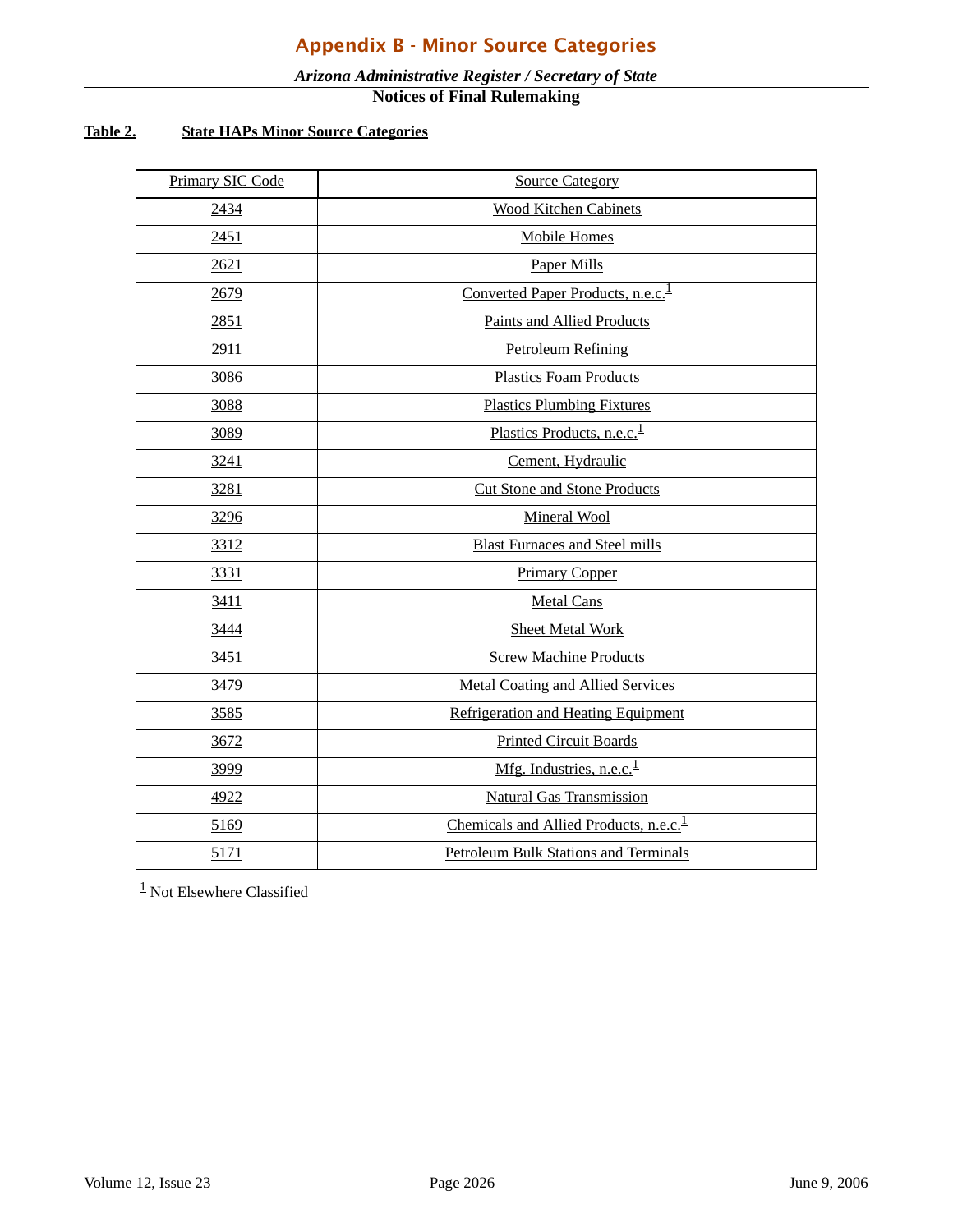# Appendix B - Minor Source Categories

**Table 2. State HAPs Minor Source Categories**

| Primary SIC Code | Source Category |
|---|---|
| 2434 | Wood Kitchen Cabinets |
| 2451 | Mobile Homes |
| 2621 | Paper Mills |
| 2679 | Converted Paper Products, n.e.c.[1] |
| 2851 | Paints and Allied Products |
| 2911 | Petroleum Refining |
| 3086 | Plastics Foam Products |
| 3088 | Plastics Plumbing Fixtures |
| 3089 | Plastics Products, n.e.c.[1] |
| 3241 | Cement, Hydraulic |
| 3281 | Cut Stone and Stone Products |
| 3296 | Mineral Wool |
| 3312 | Blast Furnaces and Steel mills |
| 3331 | Primary Copper |
| 3411 | Metal Cans |
| 3444 | Sheet Metal Work |
| 3451 | Screw Machine Products |
| 3479 | Metal Coating and Allied Services |
| 3585 | Refrigeration and Heating Equipment |
| 3672 | Printed Circuit Boards |
| 3999 | Mfg. Industries, n.e.c.[1] |
| 4922 | Natural Gas Transmission |
| 5169 | Chemicals and Allied Products, n.e.c.[1] |
| 5171 | Petroleum Bulk Stations and Terminals |

[1] Not Elsewhere Classified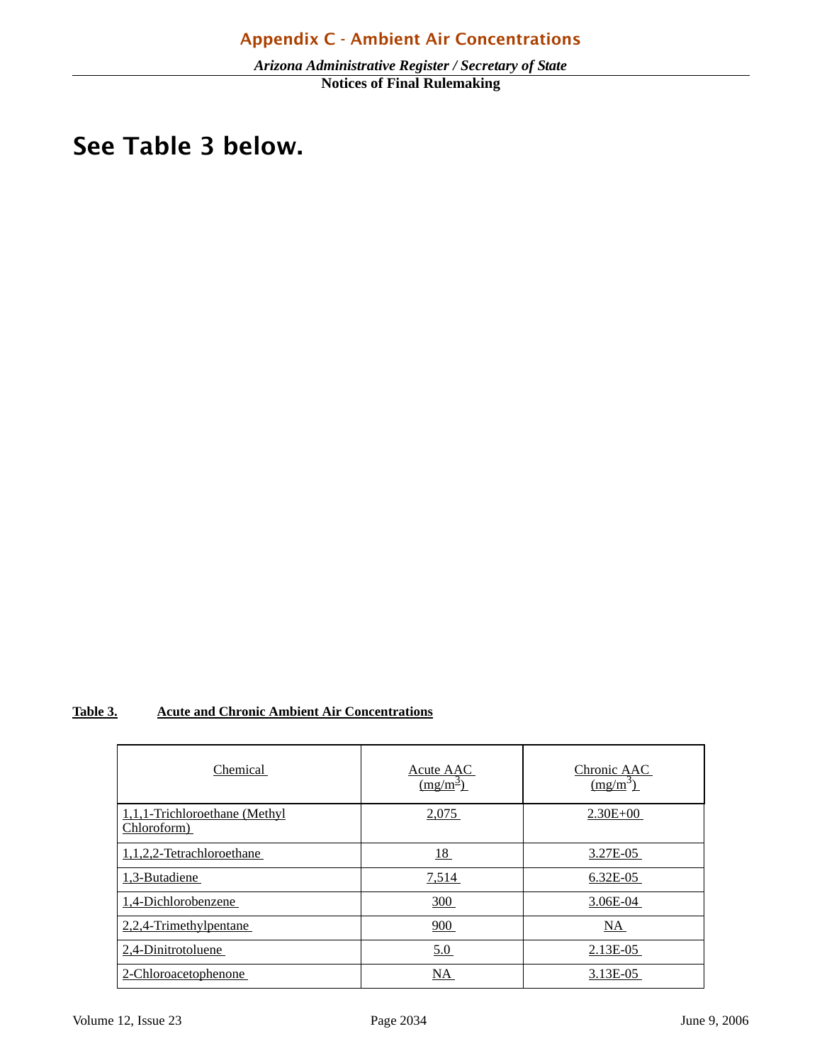# Appendix C - Ambient Air Concentrations

## See Table 3 below.

**Table 3. Acute and Chronic Ambient Air Concentrations**

| Chemical | Acute AAC ($mg/m^3$) | Chronic AAC ($mg/m^3$) |
|---|---|---|
| 1,1,1-Trichloroethane (Methyl Chloroform) | 2,075 | 2.30E+00 |
| 1,1,2,2-Tetrachloroethane | 18 | 3.27E-05 |
| 1,3-Butadiene | 7,514 | 6.32E-05 |
| 1,4-Dichlorobenzene | 300 | 3.06E-04 |
| 2,2,4-Trimethylpentane | 900 | NA |
| 2,4-Dinitrotoluene | 5.0 | 2.13E-05 |
| 2-Chloroacetophenone | NA | 3.13E-05 |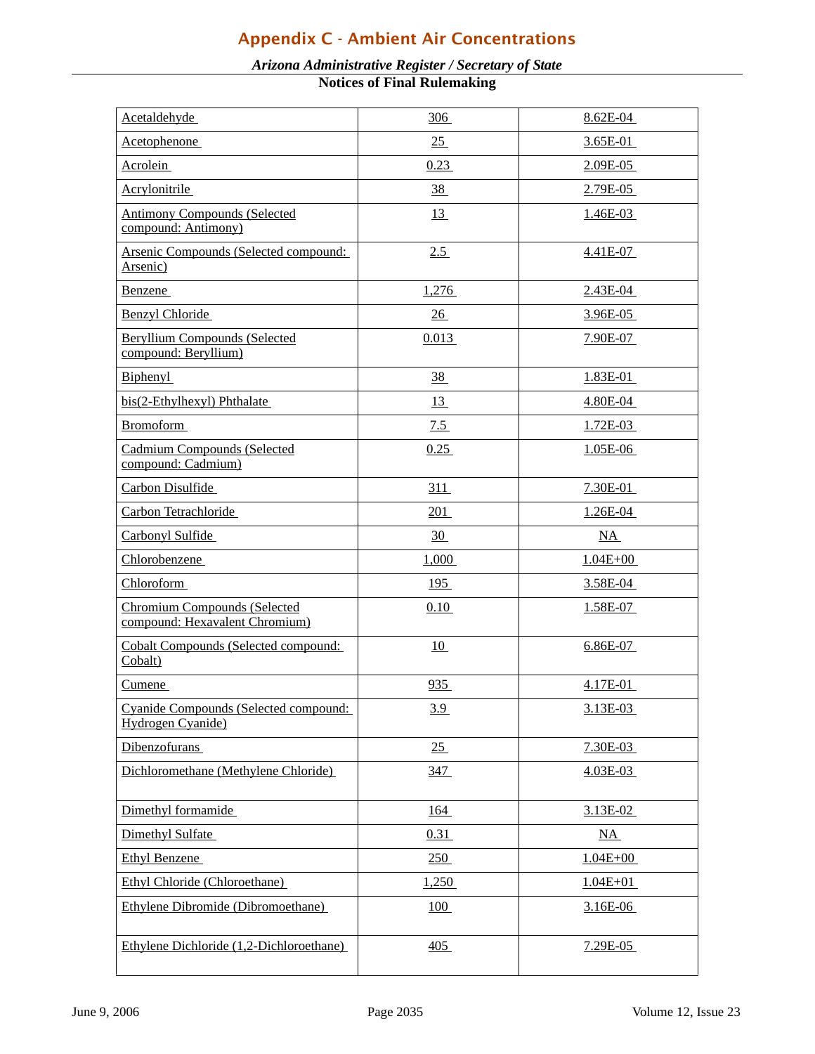# Appendix C - Ambient Air Concentrations

| Acetaldehyde | 306 | 8.62E-04 |
|---|---|---|
| Acetophenone | 25 | 3.65E-01 |
| Acrolein | 0.23 | 2.09E-05 |
| Acrylonitrile | 38 | 2.79E-05 |
| Antimony Compounds (Selected compound: Antimony) | 13 | 1.46E-03 |
| Arsenic Compounds (Selected compound: Arsenic) | 2.5 | 4.41E-07 |
| Benzene | 1,276 | 2.43E-04 |
| Benzyl Chloride | 26 | 3.96E-05 |
| Beryllium Compounds (Selected compound: Beryllium) | 0.013 | 7.90E-07 |
| Biphenyl | 38 | 1.83E-01 |
| bis(2-Ethylhexyl) Phthalate | 13 | 4.80E-04 |
| Bromoform | 7.5 | 1.72E-03 |
| Cadmium Compounds (Selected compound: Cadmium) | 0.25 | 1.05E-06 |
| Carbon Disulfide | 311 | 7.30E-01 |
| Carbon Tetrachloride | 201 | 1.26E-04 |
| Carbonyl Sulfide | 30 | NA |
| Chlorobenzene | 1,000 | 1.04E+00 |
| Chloroform | 195 | 3.58E-04 |
| Chromium Compounds (Selected compound: Hexavalent Chromium) | 0.10 | 1.58E-07 |
| Cobalt Compounds (Selected compound: Cobalt) | 10 | 6.86E-07 |
| Cumene | 935 | 4.17E-01 |
| Cyanide Compounds (Selected compound: Hydrogen Cyanide) | 3.9 | 3.13E-03 |
| Dibenzofurans | 25 | 7.30E-03 |
| Dichloromethane (Methylene Chloride) | 347 | 4.03E-03 |
| Dimethyl formamide | 164 | 3.13E-02 |
| Dimethyl Sulfate | 0.31 | NA |
| Ethyl Benzene | 250 | 1.04E+00 |
| Ethyl Chloride (Chloroethane) | 1,250 | 1.04E+01 |
| Ethylene Dibromide (Dibromoethane) | 100 | 3.16E-06 |
| Ethylene Dichloride (1,2-Dichloroethane) | 405 | 7.29E-05 |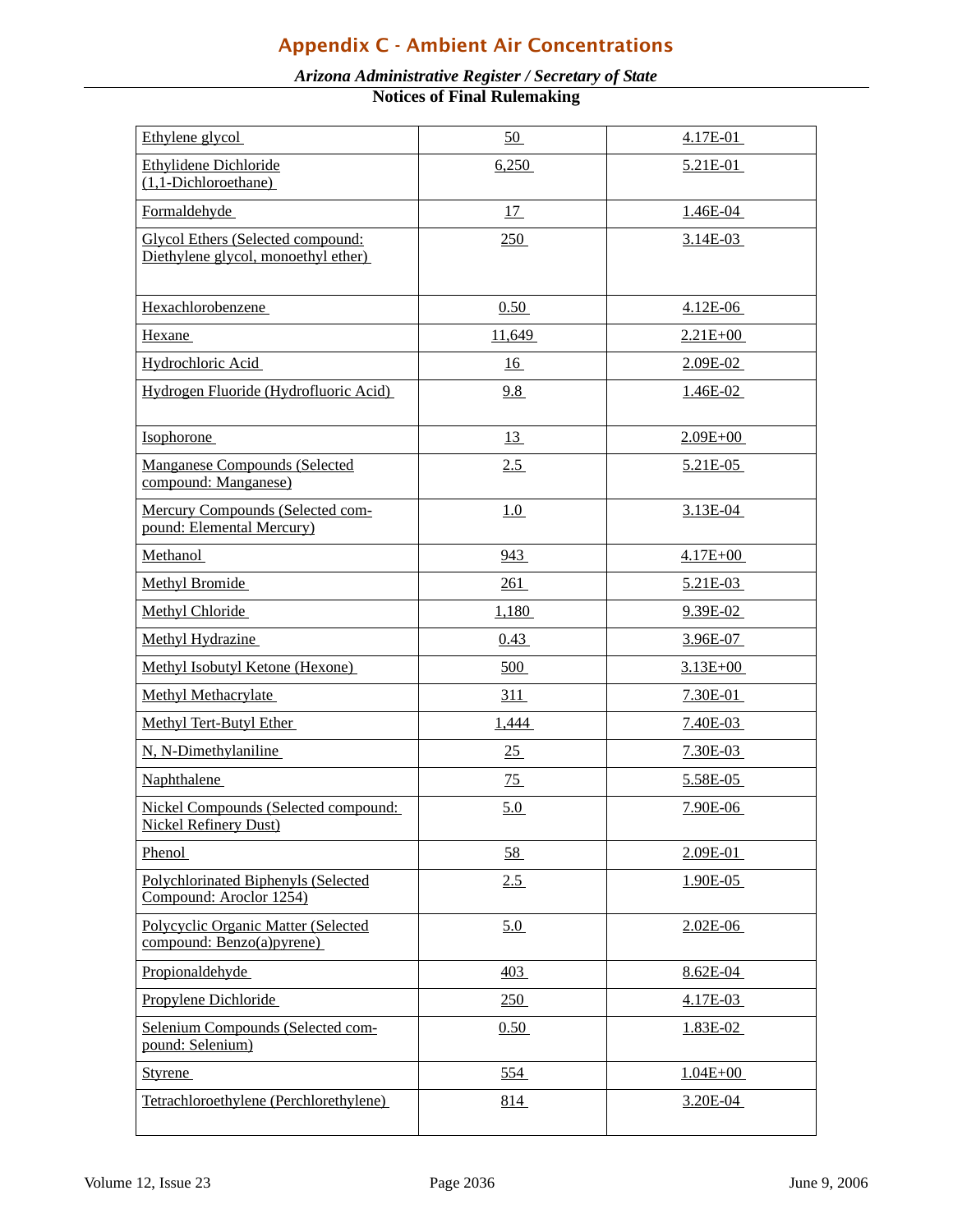# Appendix C - Ambient Air Concentrations

*Arizona Administrative Register / Secretary of State*

**Notices of Final Rulemaking**

| | | |
|---|---|---|
| Ethylene glycol | 50 | 4.17E-01 |
| Ethylidene Dichloride (1,1-Dichloroethane) | 6,250 | 5.21E-01 |
| Formaldehyde | 17 | 1.46E-04 |
| Glycol Ethers (Selected compound: Diethylene glycol, monoethyl ether) | 250 | 3.14E-03 |
| Hexachlorobenzene | 0.50 | 4.12E-06 |
| Hexane | 11,649 | 2.21E+00 |
| Hydrochloric Acid | 16 | 2.09E-02 |
| Hydrogen Fluoride (Hydrofluoric Acid) | 9.8 | 1.46E-02 |
| Isophorone | 13 | 2.09E+00 |
| Manganese Compounds (Selected compound: Manganese) | 2.5 | 5.21E-05 |
| Mercury Compounds (Selected compound: Elemental Mercury) | 1.0 | 3.13E-04 |
| Methanol | 943 | 4.17E+00 |
| Methyl Bromide | 261 | 5.21E-03 |
| Methyl Chloride | 1,180 | 9.39E-02 |
| Methyl Hydrazine | 0.43 | 3.96E-07 |
| Methyl Isobutyl Ketone (Hexone) | 500 | 3.13E+00 |
| Methyl Methacrylate | 311 | 7.30E-01 |
| Methyl Tert-Butyl Ether | 1,444 | 7.40E-03 |
| N, N-Dimethylaniline | 25 | 7.30E-03 |
| Naphthalene | 75 | 5.58E-05 |
| Nickel Compounds (Selected compound: Nickel Refinery Dust) | 5.0 | 7.90E-06 |
| Phenol | 58 | 2.09E-01 |
| Polychlorinated Biphenyls (Selected Compound: Aroclor 1254) | 2.5 | 1.90E-05 |
| Polycyclic Organic Matter (Selected compound: Benzo(a)pyrene) | 5.0 | 2.02E-06 |
| Propionaldehyde | 403 | 8.62E-04 |
| Propylene Dichloride | 250 | 4.17E-03 |
| Selenium Compounds (Selected compound: Selenium) | 0.50 | 1.83E-02 |
| Styrene | 554 | 1.04E+00 |
| Tetrachloroethylene (Perchlorethylene) | 814 | 3.20E-04 |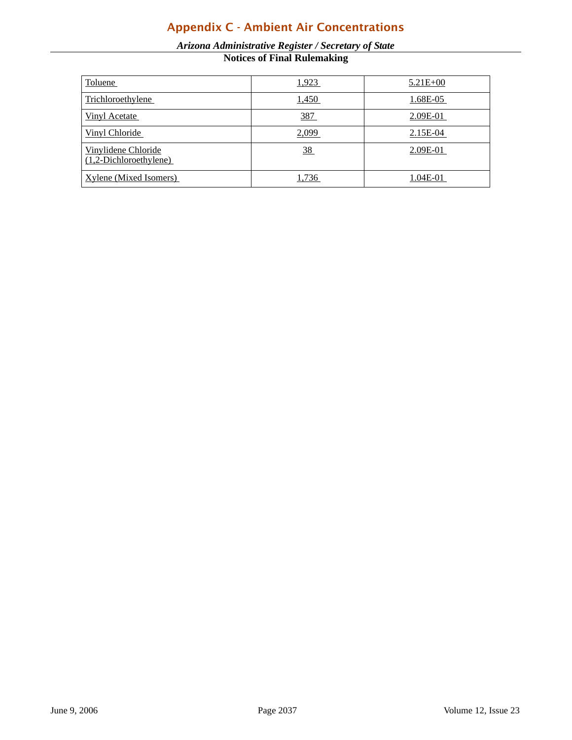# Appendix C - Ambient Air Concentrations

| | | |
|---|---|---|
| Toluene | 1,923 | 5.21E+00 |
| Trichloroethylene | 1,450 | 1.68E-05 |
| Vinyl Acetate | 387 | 2.09E-01 |
| Vinyl Chloride | 2,099 | 2.15E-04 |
| Vinylidene Chloride (1,2-Dichloroethylene) | 38 | 2.09E-01 |
| Xylene (Mixed Isomers) | 1,736 | 1.04E-01 |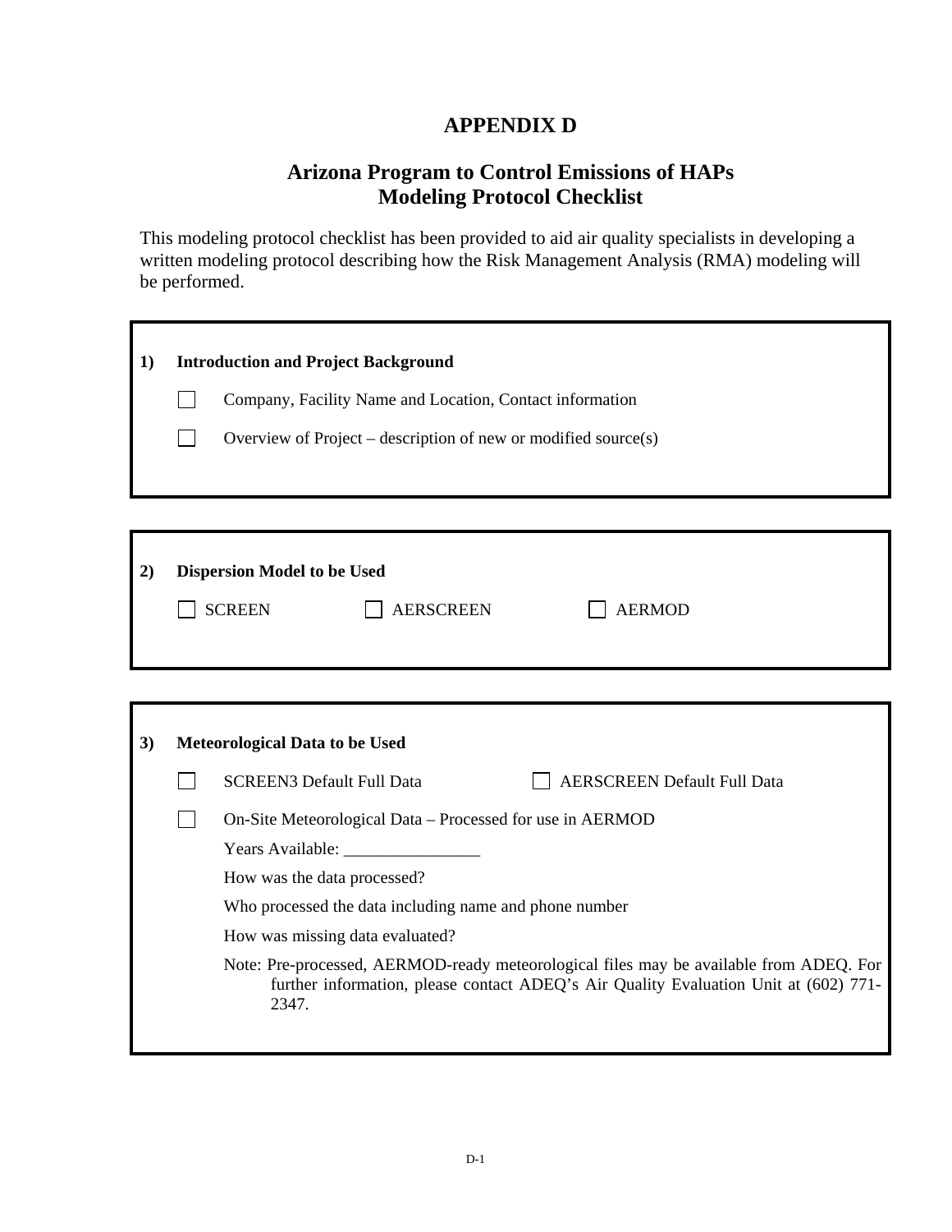# APPENDIX D

## Arizona Program to Control Emissions of HAPs
## Modeling Protocol Checklist

This modeling protocol checklist has been provided to aid air quality specialists in developing a written modeling protocol describing how the Risk Management Analysis (RMA) modeling will be performed.

**1) Introduction and Project Background**

- [ ] Company, Facility Name and Location, Contact information
- [ ] Overview of Project – description of new or modified source(s)

**2) Dispersion Model to be Used**

- [ ] SCREEN
- [ ] AERSCREEN
- [ ] AERMOD

**3) Meteorological Data to be Used**

- [ ] SCREEN3 Default Full Data
- [ ] AERSCREEN Default Full Data
- [ ] On-Site Meteorological Data – Processed for use in AERMOD

Years Available: ________________

How was the data processed?

Who processed the data including name and phone number

How was missing data evaluated?

Note: Pre-processed, AERMOD-ready meteorological files may be available from ADEQ. For further information, please contact ADEQ's Air Quality Evaluation Unit at (602) 771-2347.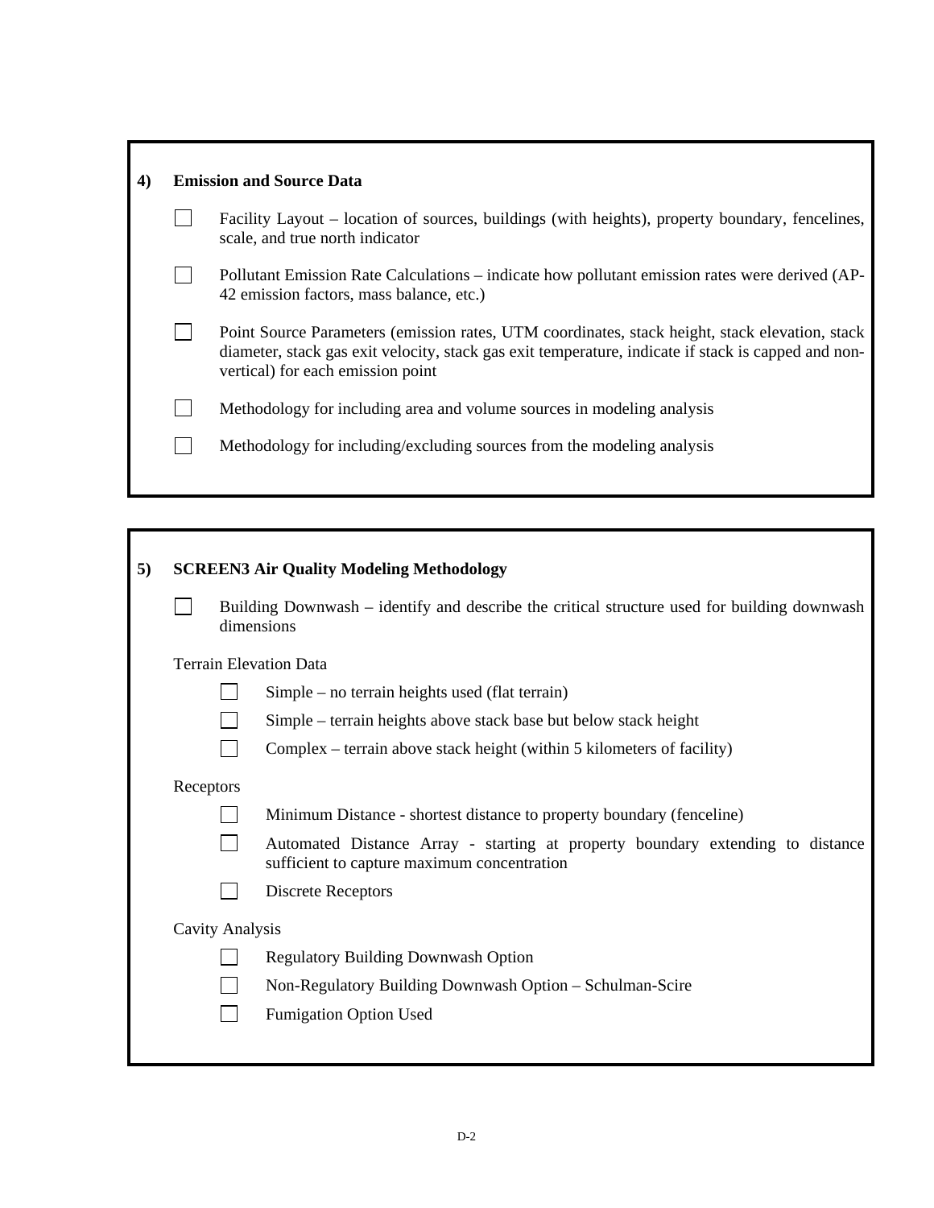## 4) Emission and Source Data

- [ ] Facility Layout – location of sources, buildings (with heights), property boundary, fencelines, scale, and true north indicator
- [ ] Pollutant Emission Rate Calculations – indicate how pollutant emission rates were derived (AP-42 emission factors, mass balance, etc.)
- [ ] Point Source Parameters (emission rates, UTM coordinates, stack height, stack elevation, stack diameter, stack gas exit velocity, stack gas exit temperature, indicate if stack is capped and non-vertical) for each emission point
- [ ] Methodology for including area and volume sources in modeling analysis
- [ ] Methodology for including/excluding sources from the modeling analysis

## 5) SCREEN3 Air Quality Modeling Methodology

- [ ] Building Downwash – identify and describe the critical structure used for building downwash dimensions

Terrain Elevation Data

- [ ] Simple – no terrain heights used (flat terrain)
- [ ] Simple – terrain heights above stack base but below stack height
- [ ] Complex – terrain above stack height (within 5 kilometers of facility)

Receptors

- [ ] Minimum Distance - shortest distance to property boundary (fenceline)
- [ ] Automated Distance Array - starting at property boundary extending to distance sufficient to capture maximum concentration
- [ ] Discrete Receptors

Cavity Analysis

- [ ] Regulatory Building Downwash Option
- [ ] Non-Regulatory Building Downwash Option – Schulman-Scire
- [ ] Fumigation Option Used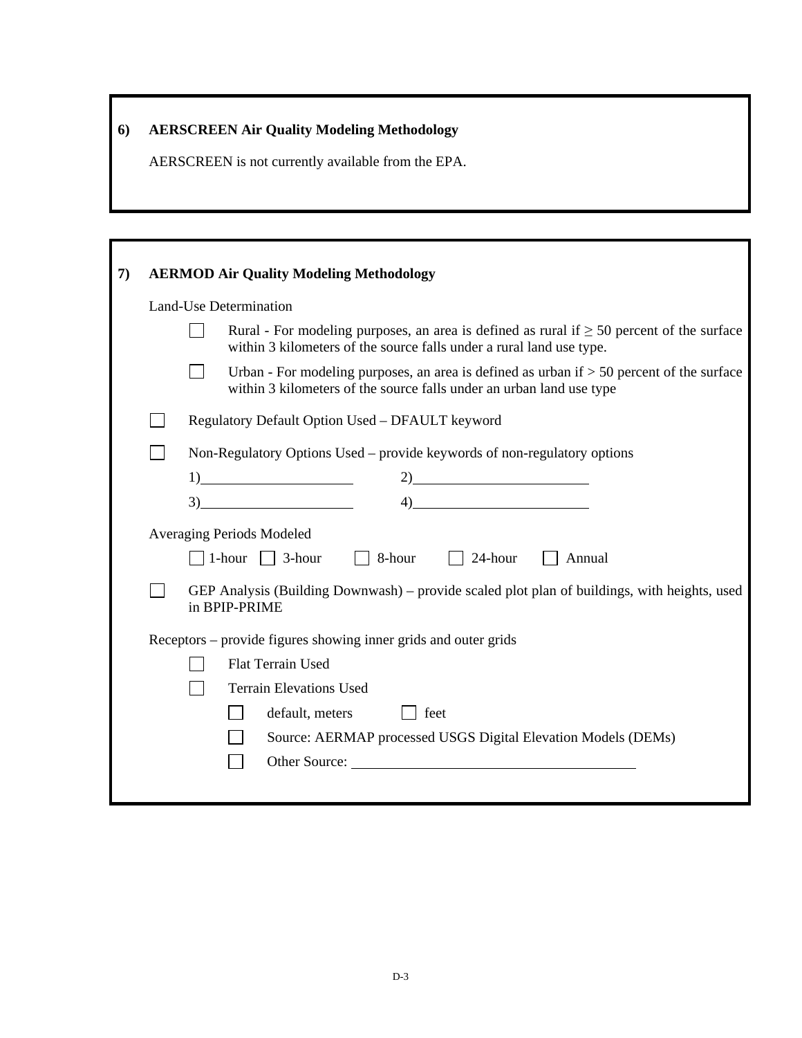**6) AERSCREEN Air Quality Modeling Methodology**

AERSCREEN is not currently available from the EPA.

**7) AERMOD Air Quality Modeling Methodology**

Land-Use Determination

- ☐ Rural - For modeling purposes, an area is defined as rural if ≥ 50 percent of the surface within 3 kilometers of the source falls under a rural land use type.
- ☐ Urban - For modeling purposes, an area is defined as urban if > 50 percent of the surface within 3 kilometers of the source falls under an urban land use type

☐ Regulatory Default Option Used – DFAULT keyword

☐ Non-Regulatory Options Used – provide keywords of non-regulatory options

1)\_\_\_\_\_\_\_\_\_\_\_\_\_\_\_\_\_\_\_\_ 2)\_\_\_\_\_\_\_\_\_\_\_\_\_\_\_\_\_\_\_\_

3)\_\_\_\_\_\_\_\_\_\_\_\_\_\_\_\_\_\_\_\_ 4)\_\_\_\_\_\_\_\_\_\_\_\_\_\_\_\_\_\_\_\_

Averaging Periods Modeled

☐ 1-hour ☐ 3-hour ☐ 8-hour ☐ 24-hour ☐ Annual

☐ GEP Analysis (Building Downwash) – provide scaled plot plan of buildings, with heights, used in BPIP-PRIME

Receptors – provide figures showing inner grids and outer grids

- ☐ Flat Terrain Used
- ☐ Terrain Elevations Used
  - ☐ default, meters ☐ feet
  - ☐ Source: AERMAP processed USGS Digital Elevation Models (DEMs)
  - ☐ Other Source: \_\_\_\_\_\_\_\_\_\_\_\_\_\_\_\_\_\_\_\_\_\_\_\_\_\_\_\_\_\_\_\_\_\_\_\_\_\_\_\_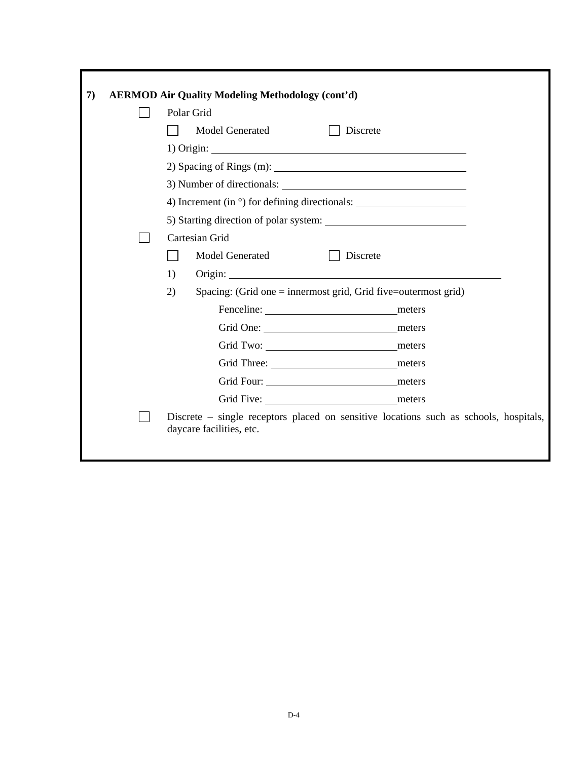**7) AERMOD Air Quality Modeling Methodology (cont'd)**

☐ Polar Grid

☐ Model Generated ☐ Discrete

1) Origin: ____________________

2) Spacing of Rings (m): ____________________

3) Number of directionals: ____________________

4) Increment (in °) for defining directionals: ____________________

5) Starting direction of polar system: ____________________

☐ Cartesian Grid

☐ Model Generated ☐ Discrete

1) Origin: ____________________

2) Spacing: (Grid one = innermost grid, Grid five=outermost grid)

Fenceline: ____________________meters

Grid One: ____________________meters

Grid Two: ____________________meters

Grid Three: ____________________meters

Grid Four: ____________________meters

Grid Five: ____________________meters

☐ Discrete – single receptors placed on sensitive locations such as schools, hospitals, daycare facilities, etc.